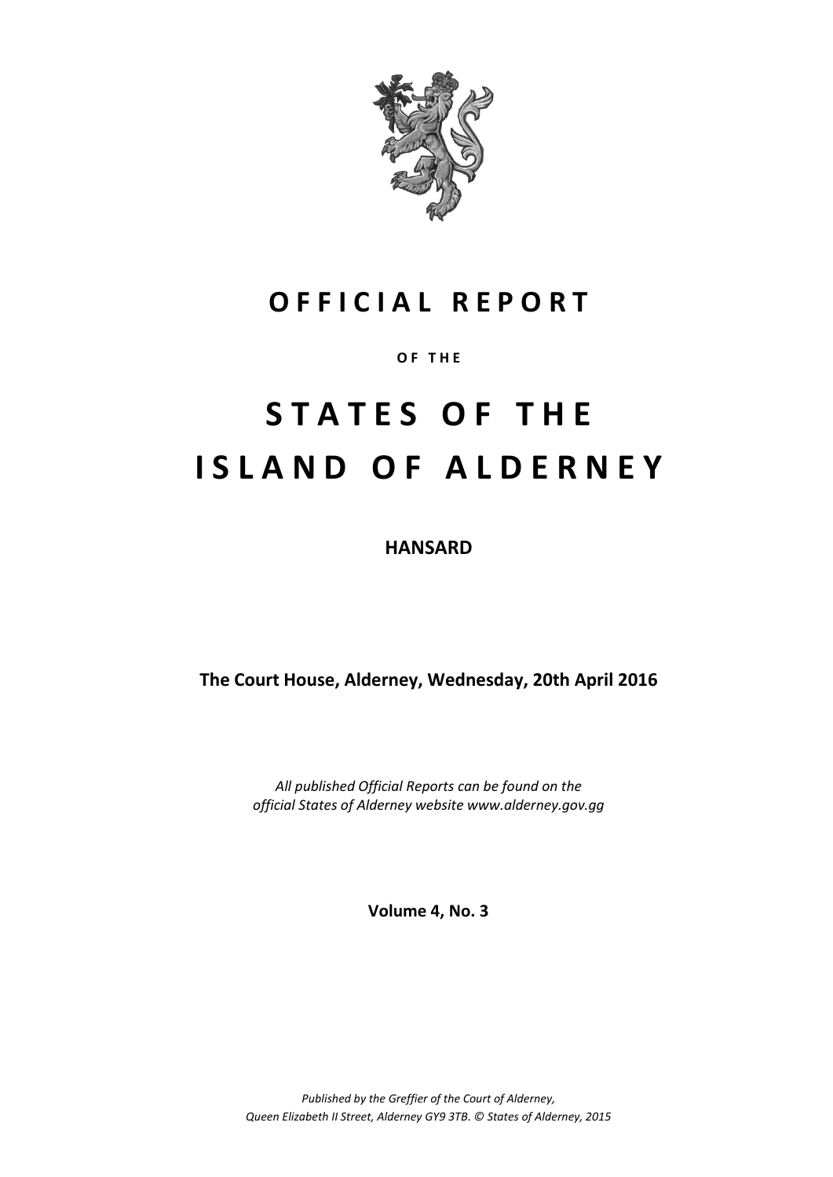# OFFICIAL REPORT

OF THE

# STATES OF THE ISLAND OF ALDERNEY

**HANSARD**

**The Court House, Alderney, Wednesday, 20th April 2016**

*All published Official Reports can be found on the official States of Alderney website www.alderney.gov.gg*

**Volume 4, No. 3**

*Published by the Greffier of the Court of Alderney, Queen Elizabeth II Street, Alderney GY9 3TB. © States of Alderney, 2015*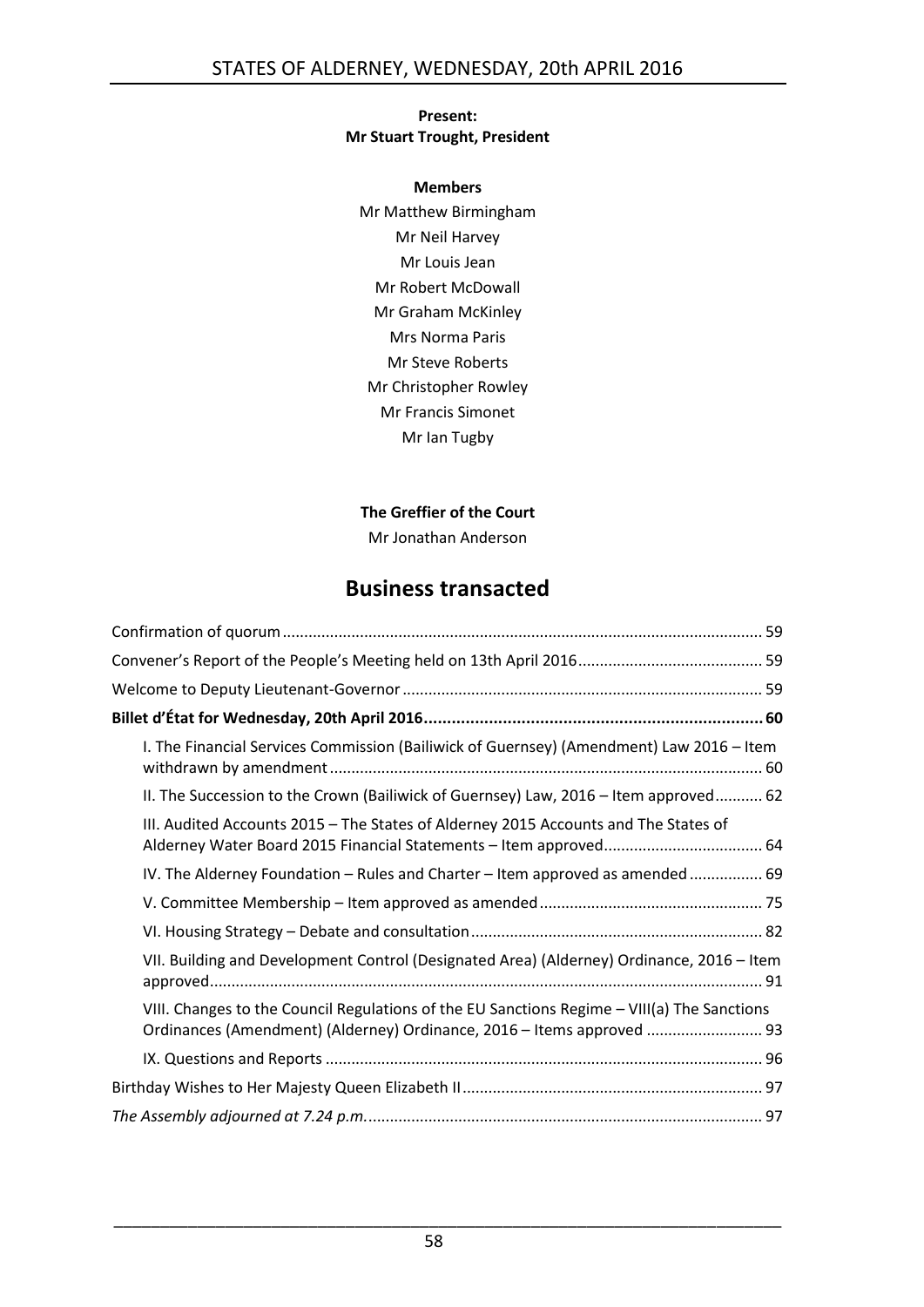**Present:**
**Mr Stuart Trought, President**

**Members**

Mr Matthew Birmingham
Mr Neil Harvey
Mr Louis Jean
Mr Robert McDowall
Mr Graham McKinley
Mrs Norma Paris
Mr Steve Roberts
Mr Christopher Rowley
Mr Francis Simonet
Mr Ian Tugby

**The Greffier of the Court**

Mr Jonathan Anderson

## Business transacted

Confirmation of quorum ............................................................ 59

Convener's Report of the People's Meeting held on 13th April 2016 ............................................................ 59

Welcome to Deputy Lieutenant-Governor ............................................................ 59

**Billet d'État for Wednesday, 20th April 2016 ............................................................ 60**

- I. The Financial Services Commission (Bailiwick of Guernsey) (Amendment) Law 2016 – Item withdrawn by amendment ............................................................ 60
- II. The Succession to the Crown (Bailiwick of Guernsey) Law, 2016 – Item approved ............................................................ 62
- III. Audited Accounts 2015 – The States of Alderney 2015 Accounts and The States of Alderney Water Board 2015 Financial Statements – Item approved ............................................................ 64
- IV. The Alderney Foundation – Rules and Charter – Item approved as amended ............................................................ 69
- V. Committee Membership – Item approved as amended ............................................................ 75
- VI. Housing Strategy – Debate and consultation ............................................................ 82
- VII. Building and Development Control (Designated Area) (Alderney) Ordinance, 2016 – Item approved ............................................................ 91
- VIII. Changes to the Council Regulations of the EU Sanctions Regime – VIII(a) The Sanctions Ordinances (Amendment) (Alderney) Ordinance, 2016 – Items approved ............................................................ 93
- IX. Questions and Reports ............................................................ 96

Birthday Wishes to Her Majesty Queen Elizabeth II ............................................................ 97

*The Assembly adjourned at 7.24 p.m.* ............................................................ 97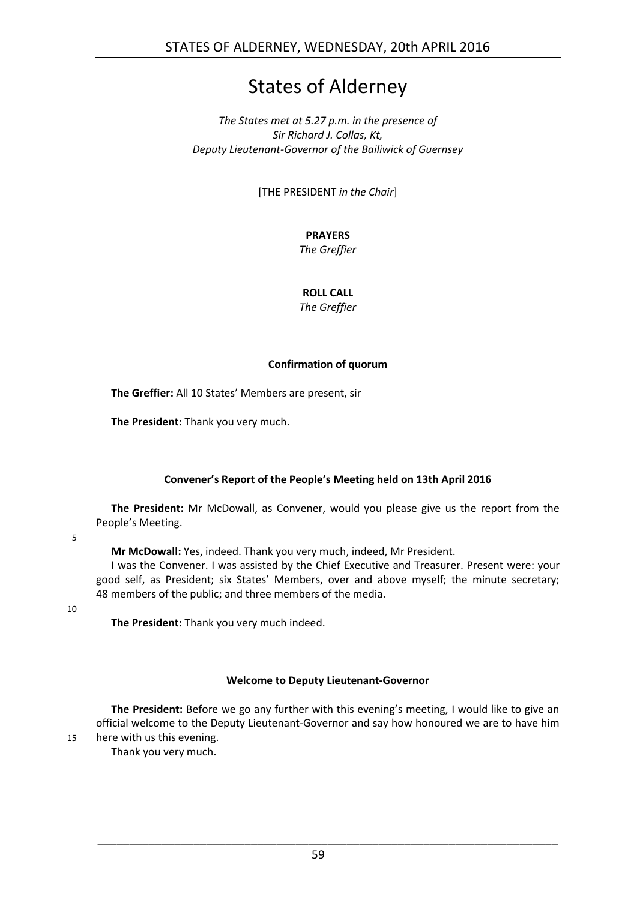# States of Alderney

*The States met at 5.27 p.m. in the presence of*
*Sir Richard J. Collas, Kt,*
*Deputy Lieutenant-Governor of the Bailiwick of Guernsey*

[THE PRESIDENT *in the Chair*]

**PRAYERS**
*The Greffier*

**ROLL CALL**
*The Greffier*

**Confirmation of quorum**

**The Greffier:** All 10 States' Members are present, sir

**The President:** Thank you very much.

**Convener's Report of the People's Meeting held on 13th April 2016**

**The President:** Mr McDowall, as Convener, would you please give us the report from the People's Meeting.

**Mr McDowall:** Yes, indeed. Thank you very much, indeed, Mr President.

I was the Convener. I was assisted by the Chief Executive and Treasurer. Present were: your good self, as President; six States' Members, over and above myself; the minute secretary; 48 members of the public; and three members of the media.

**The President:** Thank you very much indeed.

**Welcome to Deputy Lieutenant-Governor**

**The President:** Before we go any further with this evening's meeting, I would like to give an official welcome to the Deputy Lieutenant-Governor and say how honoured we are to have him here with us this evening.

Thank you very much.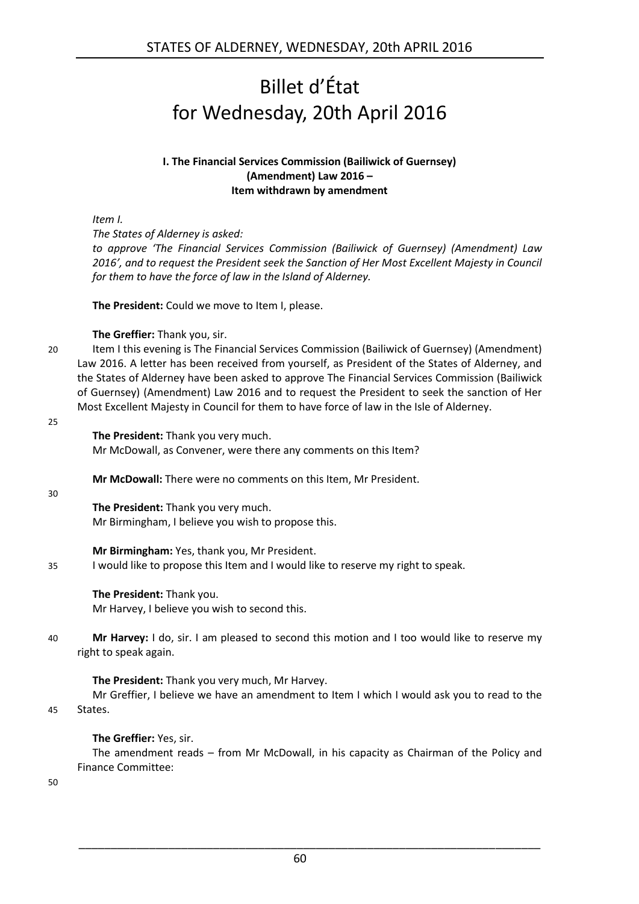# Billet d'État for Wednesday, 20th April 2016

**I. The Financial Services Commission (Bailiwick of Guernsey) (Amendment) Law 2016 – Item withdrawn by amendment**

*Item I.*

*The States of Alderney is asked:*

*to approve 'The Financial Services Commission (Bailiwick of Guernsey) (Amendment) Law 2016', and to request the President seek the Sanction of Her Most Excellent Majesty in Council for them to have the force of law in the Island of Alderney.*

**The President:** Could we move to Item I, please.

**The Greffier:** Thank you, sir.

20 Item I this evening is The Financial Services Commission (Bailiwick of Guernsey) (Amendment) Law 2016. A letter has been received from yourself, as President of the States of Alderney, and the States of Alderney have been asked to approve The Financial Services Commission (Bailiwick of Guernsey) (Amendment) Law 2016 and to request the President to seek the sanction of Her Most Excellent Majesty in Council for them to have force of law in the Isle of Alderney.

25

**The President:** Thank you very much.

Mr McDowall, as Convener, were there any comments on this Item?

**Mr McDowall:** There were no comments on this Item, Mr President.

30

**The President:** Thank you very much.

Mr Birmingham, I believe you wish to propose this.

**Mr Birmingham:** Yes, thank you, Mr President.

35 I would like to propose this Item and I would like to reserve my right to speak.

**The President:** Thank you.

Mr Harvey, I believe you wish to second this.

40 **Mr Harvey:** I do, sir. I am pleased to second this motion and I too would like to reserve my right to speak again.

**The President:** Thank you very much, Mr Harvey.

Mr Greffier, I believe we have an amendment to Item I which I would ask you to read to the

45 States.

**The Greffier:** Yes, sir.

The amendment reads – from Mr McDowall, in his capacity as Chairman of the Policy and Finance Committee:

50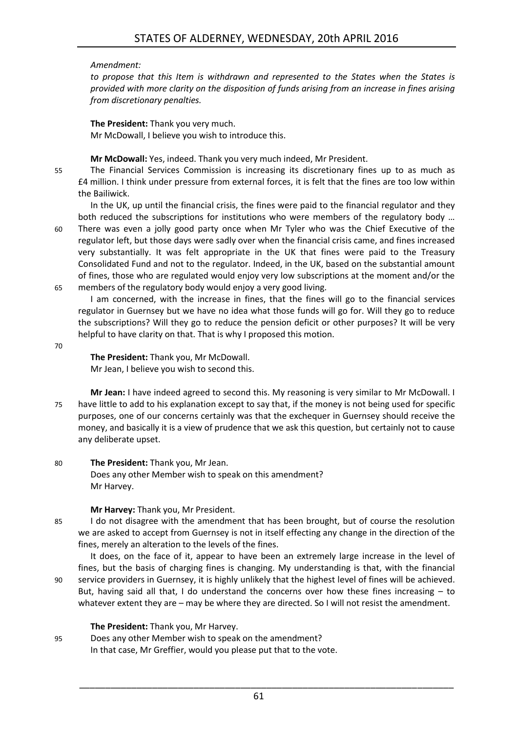*Amendment:*

*to propose that this Item is withdrawn and represented to the States when the States is provided with more clarity on the disposition of funds arising from an increase in fines arising from discretionary penalties.*

**The President:** Thank you very much.

Mr McDowall, I believe you wish to introduce this.

**Mr McDowall:** Yes, indeed. Thank you very much indeed, Mr President.

The Financial Services Commission is increasing its discretionary fines up to as much as £4 million. I think under pressure from external forces, it is felt that the fines are too low within the Bailiwick.

In the UK, up until the financial crisis, the fines were paid to the financial regulator and they both reduced the subscriptions for institutions who were members of the regulatory body … There was even a jolly good party once when Mr Tyler who was the Chief Executive of the regulator left, but those days were sadly over when the financial crisis came, and fines increased very substantially. It was felt appropriate in the UK that fines were paid to the Treasury Consolidated Fund and not to the regulator. Indeed, in the UK, based on the substantial amount of fines, those who are regulated would enjoy very low subscriptions at the moment and/or the members of the regulatory body would enjoy a very good living.

I am concerned, with the increase in fines, that the fines will go to the financial services regulator in Guernsey but we have no idea what those funds will go for. Will they go to reduce the subscriptions? Will they go to reduce the pension deficit or other purposes? It will be very helpful to have clarity on that. That is why I proposed this motion.

**The President:** Thank you, Mr McDowall.

Mr Jean, I believe you wish to second this.

**Mr Jean:** I have indeed agreed to second this. My reasoning is very similar to Mr McDowall. I have little to add to his explanation except to say that, if the money is not being used for specific purposes, one of our concerns certainly was that the exchequer in Guernsey should receive the money, and basically it is a view of prudence that we ask this question, but certainly not to cause any deliberate upset.

**The President:** Thank you, Mr Jean.

Does any other Member wish to speak on this amendment?

Mr Harvey.

**Mr Harvey:** Thank you, Mr President.

I do not disagree with the amendment that has been brought, but of course the resolution we are asked to accept from Guernsey is not in itself effecting any change in the direction of the fines, merely an alteration to the levels of the fines.

It does, on the face of it, appear to have been an extremely large increase in the level of fines, but the basis of charging fines is changing. My understanding is that, with the financial service providers in Guernsey, it is highly unlikely that the highest level of fines will be achieved. But, having said all that, I do understand the concerns over how these fines increasing – to whatever extent they are – may be where they are directed. So I will not resist the amendment.

**The President:** Thank you, Mr Harvey.

Does any other Member wish to speak on the amendment?

In that case, Mr Greffier, would you please put that to the vote.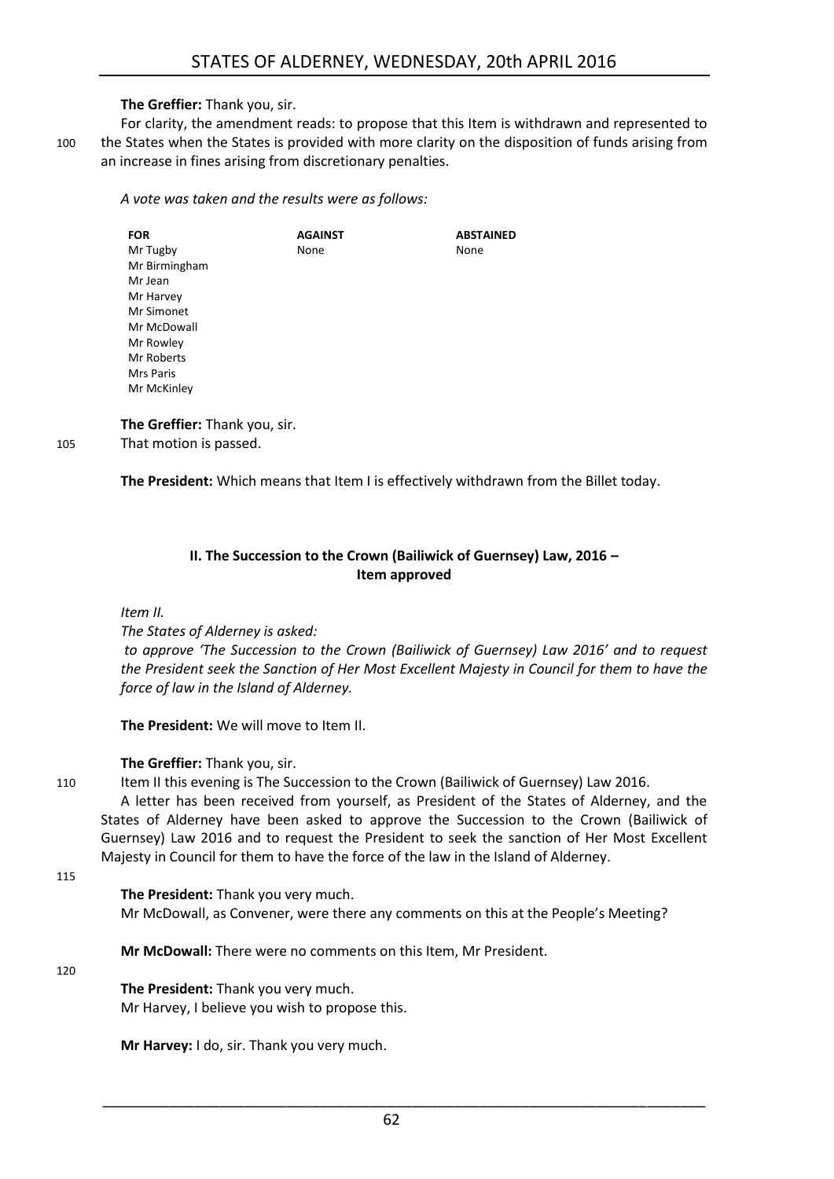**The Greffier:** Thank you, sir.

For clarity, the amendment reads: to propose that this Item is withdrawn and represented to the States when the States is provided with more clarity on the disposition of funds arising from an increase in fines arising from discretionary penalties.

*A vote was taken and the results were as follows:*

| FOR | AGAINST | ABSTAINED |
| --- | --- | --- |
| Mr Tugby | None | None |
| Mr Birmingham | | |
| Mr Jean | | |
| Mr Harvey | | |
| Mr Simonet | | |
| Mr McDowall | | |
| Mr Rowley | | |
| Mr Roberts | | |
| Mrs Paris | | |
| Mr McKinley | | |

**The Greffier:** Thank you, sir.

That motion is passed.

**The President:** Which means that Item I is effectively withdrawn from the Billet today.

## II. The Succession to the Crown (Bailiwick of Guernsey) Law, 2016 – Item approved

*Item II.*

*The States of Alderney is asked:*

*to approve 'The Succession to the Crown (Bailiwick of Guernsey) Law 2016' and to request the President seek the Sanction of Her Most Excellent Majesty in Council for them to have the force of law in the Island of Alderney.*

**The President:** We will move to Item II.

**The Greffier:** Thank you, sir.

Item II this evening is The Succession to the Crown (Bailiwick of Guernsey) Law 2016.

A letter has been received from yourself, as President of the States of Alderney, and the States of Alderney have been asked to approve the Succession to the Crown (Bailiwick of Guernsey) Law 2016 and to request the President to seek the sanction of Her Most Excellent Majesty in Council for them to have the force of the law in the Island of Alderney.

**The President:** Thank you very much.

Mr McDowall, as Convener, were there any comments on this at the People's Meeting?

**Mr McDowall:** There were no comments on this Item, Mr President.

**The President:** Thank you very much.

Mr Harvey, I believe you wish to propose this.

**Mr Harvey:** I do, sir. Thank you very much.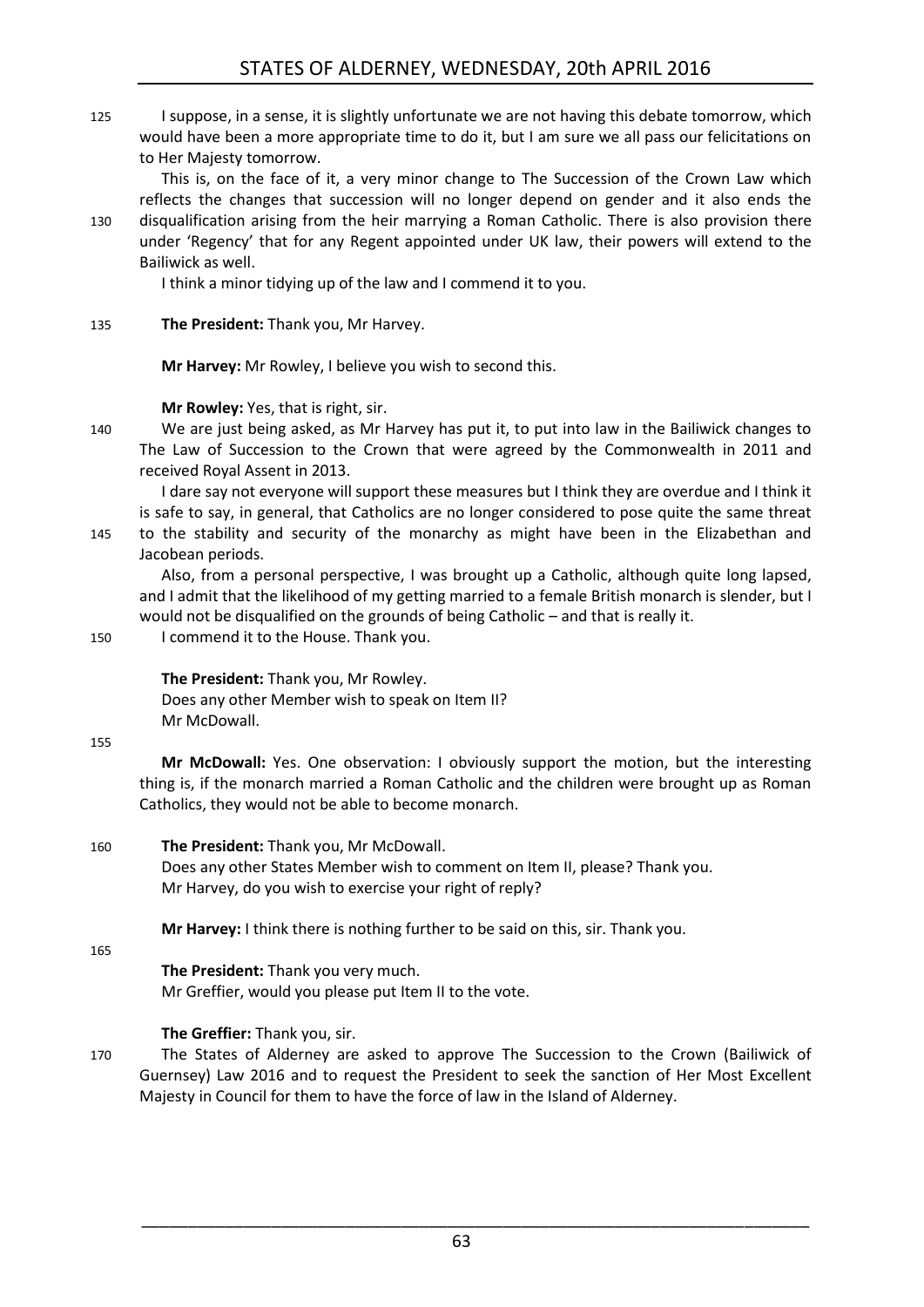I suppose, in a sense, it is slightly unfortunate we are not having this debate tomorrow, which would have been a more appropriate time to do it, but I am sure we all pass our felicitations on to Her Majesty tomorrow.

This is, on the face of it, a very minor change to The Succession of the Crown Law which reflects the changes that succession will no longer depend on gender and it also ends the disqualification arising from the heir marrying a Roman Catholic. There is also provision there under 'Regency' that for any Regent appointed under UK law, their powers will extend to the Bailiwick as well.

I think a minor tidying up of the law and I commend it to you.

**The President:** Thank you, Mr Harvey.

**Mr Harvey:** Mr Rowley, I believe you wish to second this.

**Mr Rowley:** Yes, that is right, sir.

We are just being asked, as Mr Harvey has put it, to put into law in the Bailiwick changes to The Law of Succession to the Crown that were agreed by the Commonwealth in 2011 and received Royal Assent in 2013.

I dare say not everyone will support these measures but I think they are overdue and I think it is safe to say, in general, that Catholics are no longer considered to pose quite the same threat to the stability and security of the monarchy as might have been in the Elizabethan and Jacobean periods.

Also, from a personal perspective, I was brought up a Catholic, although quite long lapsed, and I admit that the likelihood of my getting married to a female British monarch is slender, but I would not be disqualified on the grounds of being Catholic – and that is really it.

I commend it to the House. Thank you.

**The President:** Thank you, Mr Rowley.
Does any other Member wish to speak on Item II?
Mr McDowall.

**Mr McDowall:** Yes. One observation: I obviously support the motion, but the interesting thing is, if the monarch married a Roman Catholic and the children were brought up as Roman Catholics, they would not be able to become monarch.

**The President:** Thank you, Mr McDowall.
Does any other States Member wish to comment on Item II, please? Thank you.
Mr Harvey, do you wish to exercise your right of reply?

**Mr Harvey:** I think there is nothing further to be said on this, sir. Thank you.

**The President:** Thank you very much.
Mr Greffier, would you please put Item II to the vote.

**The Greffier:** Thank you, sir.

The States of Alderney are asked to approve The Succession to the Crown (Bailiwick of Guernsey) Law 2016 and to request the President to seek the sanction of Her Most Excellent Majesty in Council for them to have the force of law in the Island of Alderney.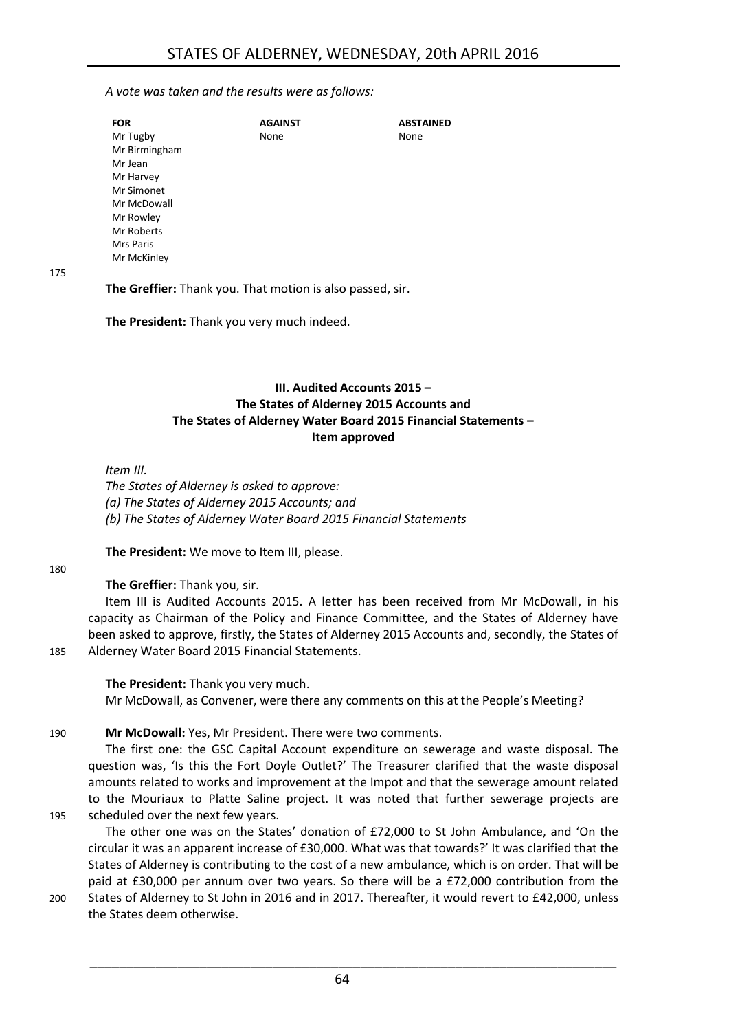*A vote was taken and the results were as follows:*

| FOR | AGAINST | ABSTAINED |
|---|---|---|
| Mr Tugby | None | None |
| Mr Birmingham | | |
| Mr Jean | | |
| Mr Harvey | | |
| Mr Simonet | | |
| Mr McDowall | | |
| Mr Rowley | | |
| Mr Roberts | | |
| Mrs Paris | | |
| Mr McKinley | | |

**The Greffier:** Thank you. That motion is also passed, sir.

**The President:** Thank you very much indeed.

### III. Audited Accounts 2015 – The States of Alderney 2015 Accounts and The States of Alderney Water Board 2015 Financial Statements – Item approved

*Item III.*

*The States of Alderney is asked to approve:*

*(a) The States of Alderney 2015 Accounts; and*

*(b) The States of Alderney Water Board 2015 Financial Statements*

**The President:** We move to Item III, please.

**The Greffier:** Thank you, sir.

Item III is Audited Accounts 2015. A letter has been received from Mr McDowall, in his capacity as Chairman of the Policy and Finance Committee, and the States of Alderney have been asked to approve, firstly, the States of Alderney 2015 Accounts and, secondly, the States of Alderney Water Board 2015 Financial Statements.

**The President:** Thank you very much.

Mr McDowall, as Convener, were there any comments on this at the People's Meeting?

**Mr McDowall:** Yes, Mr President. There were two comments.

The first one: the GSC Capital Account expenditure on sewerage and waste disposal. The question was, 'Is this the Fort Doyle Outlet?' The Treasurer clarified that the waste disposal amounts related to works and improvement at the Impot and that the sewerage amount related to the Mouriaux to Platte Saline project. It was noted that further sewerage projects are scheduled over the next few years.

The other one was on the States' donation of £72,000 to St John Ambulance, and 'On the circular it was an apparent increase of £30,000. What was that towards?' It was clarified that the States of Alderney is contributing to the cost of a new ambulance, which is on order. That will be paid at £30,000 per annum over two years. So there will be a £72,000 contribution from the States of Alderney to St John in 2016 and in 2017. Thereafter, it would revert to £42,000, unless the States deem otherwise.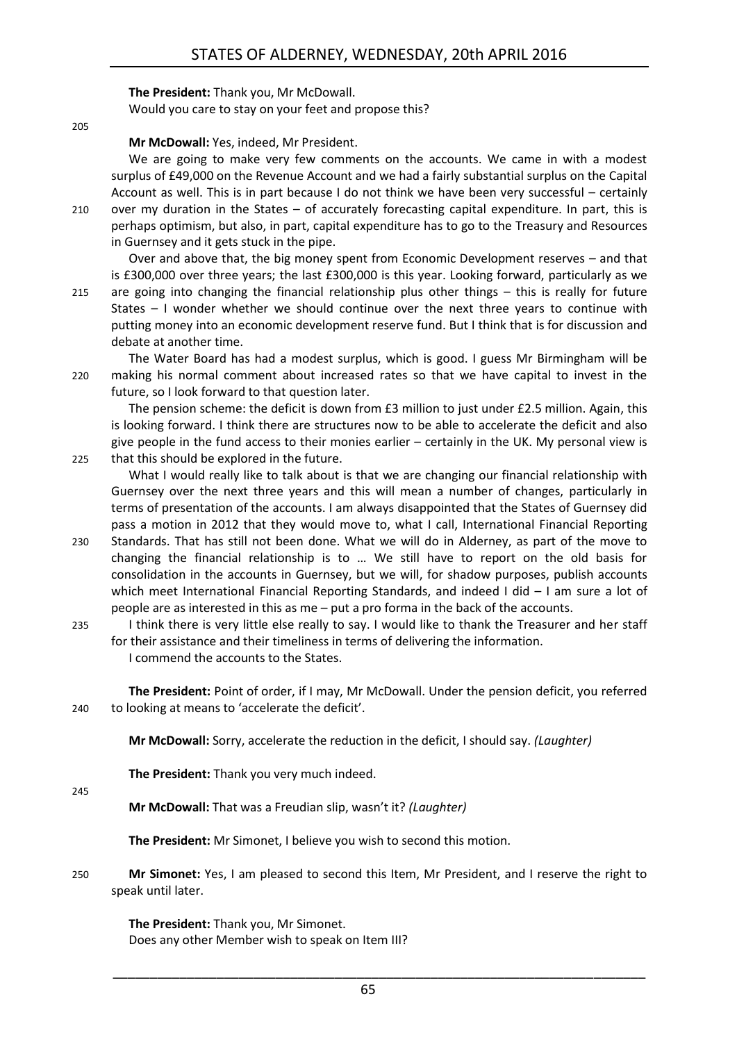**The President:** Thank you, Mr McDowall.

Would you care to stay on your feet and propose this?

**Mr McDowall:** Yes, indeed, Mr President.

We are going to make very few comments on the accounts. We came in with a modest surplus of £49,000 on the Revenue Account and we had a fairly substantial surplus on the Capital Account as well. This is in part because I do not think we have been very successful – certainly over my duration in the States – of accurately forecasting capital expenditure. In part, this is perhaps optimism, but also, in part, capital expenditure has to go to the Treasury and Resources in Guernsey and it gets stuck in the pipe.

Over and above that, the big money spent from Economic Development reserves – and that is £300,000 over three years; the last £300,000 is this year. Looking forward, particularly as we are going into changing the financial relationship plus other things – this is really for future States – I wonder whether we should continue over the next three years to continue with putting money into an economic development reserve fund. But I think that is for discussion and debate at another time.

The Water Board has had a modest surplus, which is good. I guess Mr Birmingham will be making his normal comment about increased rates so that we have capital to invest in the future, so I look forward to that question later.

The pension scheme: the deficit is down from £3 million to just under £2.5 million. Again, this is looking forward. I think there are structures now to be able to accelerate the deficit and also give people in the fund access to their monies earlier – certainly in the UK. My personal view is that this should be explored in the future.

What I would really like to talk about is that we are changing our financial relationship with Guernsey over the next three years and this will mean a number of changes, particularly in terms of presentation of the accounts. I am always disappointed that the States of Guernsey did pass a motion in 2012 that they would move to, what I call, International Financial Reporting Standards. That has still not been done. What we will do in Alderney, as part of the move to changing the financial relationship is to … We still have to report on the old basis for consolidation in the accounts in Guernsey, but we will, for shadow purposes, publish accounts which meet International Financial Reporting Standards, and indeed I did – I am sure a lot of people are as interested in this as me – put a pro forma in the back of the accounts.

I think there is very little else really to say. I would like to thank the Treasurer and her staff for their assistance and their timeliness in terms of delivering the information.

I commend the accounts to the States.

**The President:** Point of order, if I may, Mr McDowall. Under the pension deficit, you referred to looking at means to 'accelerate the deficit'.

**Mr McDowall:** Sorry, accelerate the reduction in the deficit, I should say. *(Laughter)*

**The President:** Thank you very much indeed.

**Mr McDowall:** That was a Freudian slip, wasn't it? *(Laughter)*

**The President:** Mr Simonet, I believe you wish to second this motion.

**Mr Simonet:** Yes, I am pleased to second this Item, Mr President, and I reserve the right to speak until later.

**The President:** Thank you, Mr Simonet.

Does any other Member wish to speak on Item III?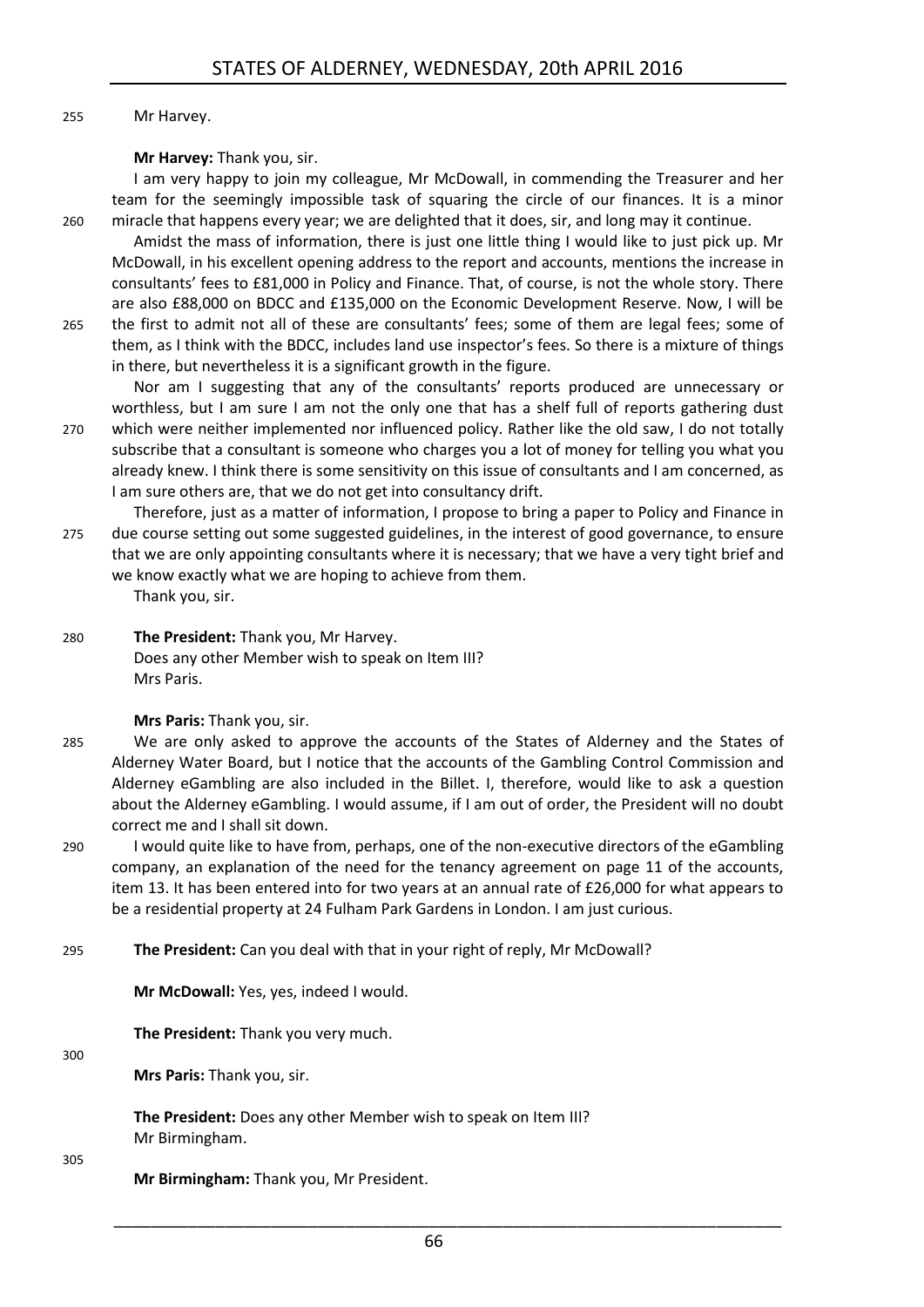Mr Harvey.

**Mr Harvey:** Thank you, sir.

I am very happy to join my colleague, Mr McDowall, in commending the Treasurer and her team for the seemingly impossible task of squaring the circle of our finances. It is a minor miracle that happens every year; we are delighted that it does, sir, and long may it continue.

Amidst the mass of information, there is just one little thing I would like to just pick up. Mr McDowall, in his excellent opening address to the report and accounts, mentions the increase in consultants' fees to £81,000 in Policy and Finance. That, of course, is not the whole story. There are also £88,000 on BDCC and £135,000 on the Economic Development Reserve. Now, I will be the first to admit not all of these are consultants' fees; some of them are legal fees; some of them, as I think with the BDCC, includes land use inspector's fees. So there is a mixture of things in there, but nevertheless it is a significant growth in the figure.

Nor am I suggesting that any of the consultants' reports produced are unnecessary or worthless, but I am sure I am not the only one that has a shelf full of reports gathering dust which were neither implemented nor influenced policy. Rather like the old saw, I do not totally subscribe that a consultant is someone who charges you a lot of money for telling you what you already knew. I think there is some sensitivity on this issue of consultants and I am concerned, as I am sure others are, that we do not get into consultancy drift.

Therefore, just as a matter of information, I propose to bring a paper to Policy and Finance in due course setting out some suggested guidelines, in the interest of good governance, to ensure that we are only appointing consultants where it is necessary; that we have a very tight brief and we know exactly what we are hoping to achieve from them.

Thank you, sir.

**The President:** Thank you, Mr Harvey.

Does any other Member wish to speak on Item III?

Mrs Paris.

**Mrs Paris:** Thank you, sir.

We are only asked to approve the accounts of the States of Alderney and the States of Alderney Water Board, but I notice that the accounts of the Gambling Control Commission and Alderney eGambling are also included in the Billet. I, therefore, would like to ask a question about the Alderney eGambling. I would assume, if I am out of order, the President will no doubt correct me and I shall sit down.

I would quite like to have from, perhaps, one of the non-executive directors of the eGambling company, an explanation of the need for the tenancy agreement on page 11 of the accounts, item 13. It has been entered into for two years at an annual rate of £26,000 for what appears to be a residential property at 24 Fulham Park Gardens in London. I am just curious.

**The President:** Can you deal with that in your right of reply, Mr McDowall?

**Mr McDowall:** Yes, yes, indeed I would.

**The President:** Thank you very much.

**Mrs Paris:** Thank you, sir.

**The President:** Does any other Member wish to speak on Item III?

Mr Birmingham.

**Mr Birmingham:** Thank you, Mr President.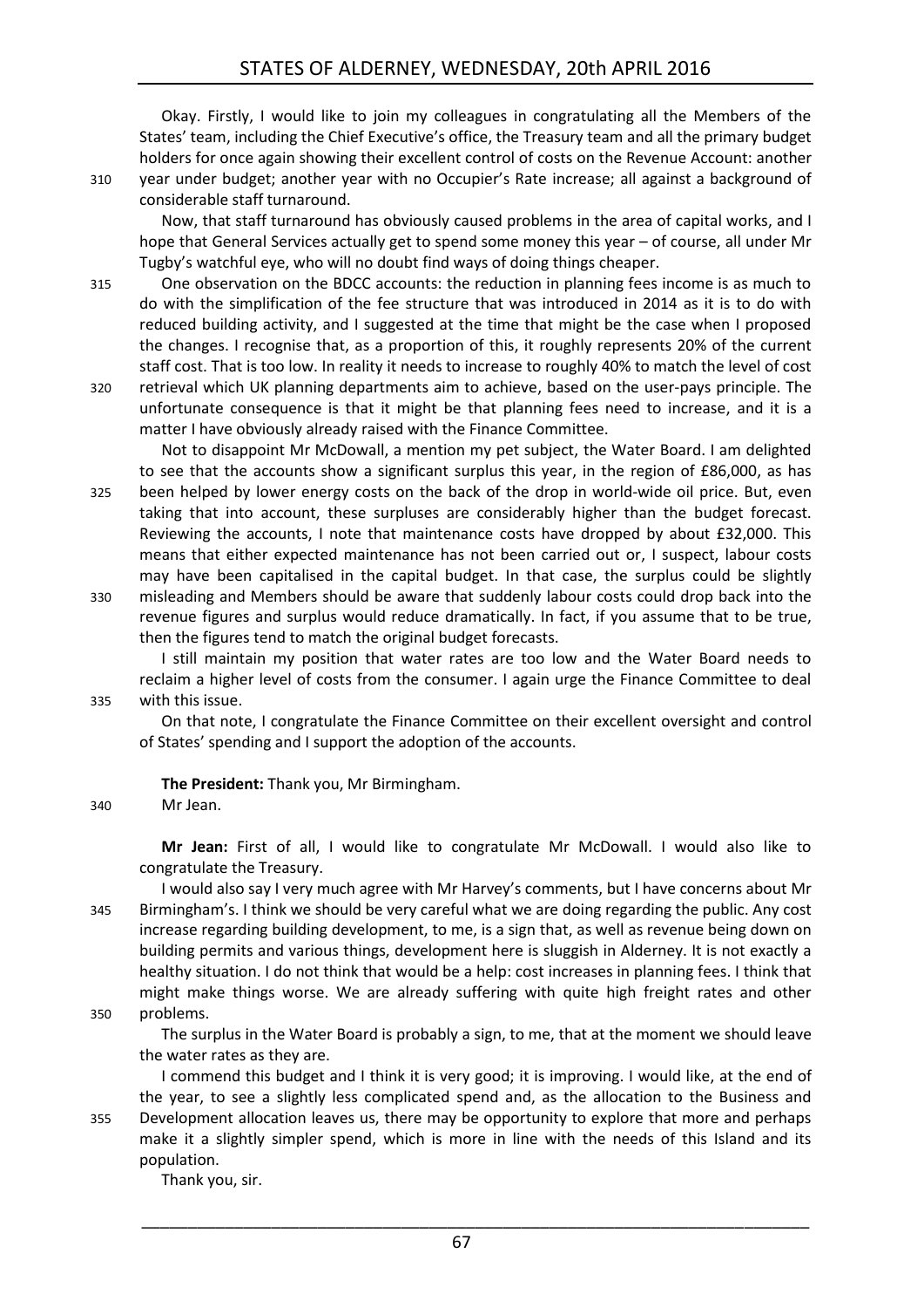Okay. Firstly, I would like to join my colleagues in congratulating all the Members of the States' team, including the Chief Executive's office, the Treasury team and all the primary budget holders for once again showing their excellent control of costs on the Revenue Account: another year under budget; another year with no Occupier's Rate increase; all against a background of considerable staff turnaround.

Now, that staff turnaround has obviously caused problems in the area of capital works, and I hope that General Services actually get to spend some money this year – of course, all under Mr Tugby's watchful eye, who will no doubt find ways of doing things cheaper.

One observation on the BDCC accounts: the reduction in planning fees income is as much to do with the simplification of the fee structure that was introduced in 2014 as it is to do with reduced building activity, and I suggested at the time that might be the case when I proposed the changes. I recognise that, as a proportion of this, it roughly represents 20% of the current staff cost. That is too low. In reality it needs to increase to roughly 40% to match the level of cost retrieval which UK planning departments aim to achieve, based on the user-pays principle. The unfortunate consequence is that it might be that planning fees need to increase, and it is a matter I have obviously already raised with the Finance Committee.

Not to disappoint Mr McDowall, a mention my pet subject, the Water Board. I am delighted to see that the accounts show a significant surplus this year, in the region of £86,000, as has been helped by lower energy costs on the back of the drop in world-wide oil price. But, even taking that into account, these surpluses are considerably higher than the budget forecast. Reviewing the accounts, I note that maintenance costs have dropped by about £32,000. This means that either expected maintenance has not been carried out or, I suspect, labour costs may have been capitalised in the capital budget. In that case, the surplus could be slightly misleading and Members should be aware that suddenly labour costs could drop back into the revenue figures and surplus would reduce dramatically. In fact, if you assume that to be true, then the figures tend to match the original budget forecasts.

I still maintain my position that water rates are too low and the Water Board needs to reclaim a higher level of costs from the consumer. I again urge the Finance Committee to deal with this issue.

On that note, I congratulate the Finance Committee on their excellent oversight and control of States' spending and I support the adoption of the accounts.

**The President:** Thank you, Mr Birmingham.

Mr Jean.

**Mr Jean:** First of all, I would like to congratulate Mr McDowall. I would also like to congratulate the Treasury.

I would also say I very much agree with Mr Harvey's comments, but I have concerns about Mr Birmingham's. I think we should be very careful what we are doing regarding the public. Any cost increase regarding building development, to me, is a sign that, as well as revenue being down on building permits and various things, development here is sluggish in Alderney. It is not exactly a healthy situation. I do not think that would be a help: cost increases in planning fees. I think that might make things worse. We are already suffering with quite high freight rates and other problems.

The surplus in the Water Board is probably a sign, to me, that at the moment we should leave the water rates as they are.

I commend this budget and I think it is very good; it is improving. I would like, at the end of the year, to see a slightly less complicated spend and, as the allocation to the Business and Development allocation leaves us, there may be opportunity to explore that more and perhaps make it a slightly simpler spend, which is more in line with the needs of this Island and its population.

Thank you, sir.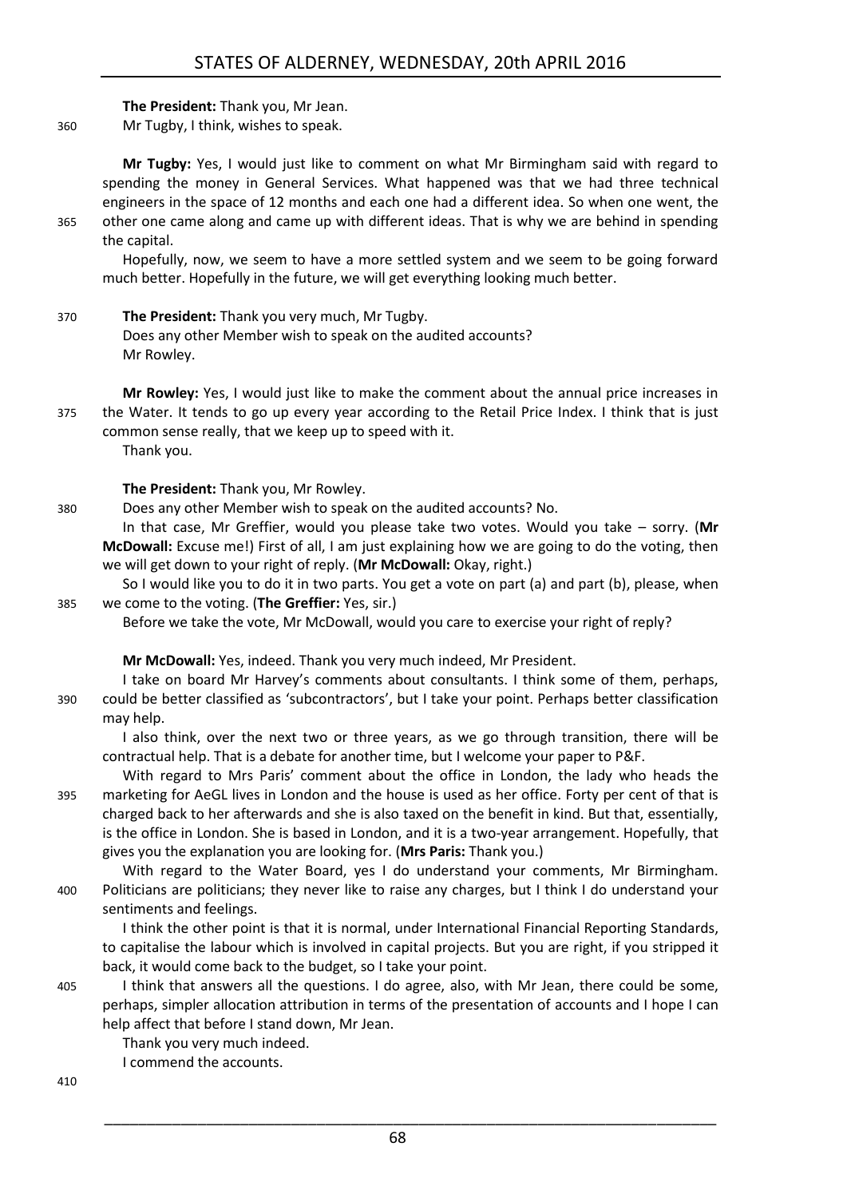**The President:** Thank you, Mr Jean.

Mr Tugby, I think, wishes to speak.

**Mr Tugby:** Yes, I would just like to comment on what Mr Birmingham said with regard to spending the money in General Services. What happened was that we had three technical engineers in the space of 12 months and each one had a different idea. So when one went, the other one came along and came up with different ideas. That is why we are behind in spending the capital.

Hopefully, now, we seem to have a more settled system and we seem to be going forward much better. Hopefully in the future, we will get everything looking much better.

**The President:** Thank you very much, Mr Tugby.

Does any other Member wish to speak on the audited accounts?

Mr Rowley.

**Mr Rowley:** Yes, I would just like to make the comment about the annual price increases in the Water. It tends to go up every year according to the Retail Price Index. I think that is just common sense really, that we keep up to speed with it.

Thank you.

**The President:** Thank you, Mr Rowley.

Does any other Member wish to speak on the audited accounts? No.

In that case, Mr Greffier, would you please take two votes. Would you take – sorry. (**Mr McDowall:** Excuse me!) First of all, I am just explaining how we are going to do the voting, then we will get down to your right of reply. (**Mr McDowall:** Okay, right.)

So I would like you to do it in two parts. You get a vote on part (a) and part (b), please, when we come to the voting. (**The Greffier:** Yes, sir.)

Before we take the vote, Mr McDowall, would you care to exercise your right of reply?

**Mr McDowall:** Yes, indeed. Thank you very much indeed, Mr President.

I take on board Mr Harvey's comments about consultants. I think some of them, perhaps, could be better classified as 'subcontractors', but I take your point. Perhaps better classification may help.

I also think, over the next two or three years, as we go through transition, there will be contractual help. That is a debate for another time, but I welcome your paper to P&F.

With regard to Mrs Paris' comment about the office in London, the lady who heads the marketing for AeGL lives in London and the house is used as her office. Forty per cent of that is charged back to her afterwards and she is also taxed on the benefit in kind. But that, essentially, is the office in London. She is based in London, and it is a two-year arrangement. Hopefully, that gives you the explanation you are looking for. (**Mrs Paris:** Thank you.)

With regard to the Water Board, yes I do understand your comments, Mr Birmingham. Politicians are politicians; they never like to raise any charges, but I think I do understand your sentiments and feelings.

I think the other point is that it is normal, under International Financial Reporting Standards, to capitalise the labour which is involved in capital projects. But you are right, if you stripped it back, it would come back to the budget, so I take your point.

I think that answers all the questions. I do agree, also, with Mr Jean, there could be some, perhaps, simpler allocation attribution in terms of the presentation of accounts and I hope I can help affect that before I stand down, Mr Jean.

Thank you very much indeed.

I commend the accounts.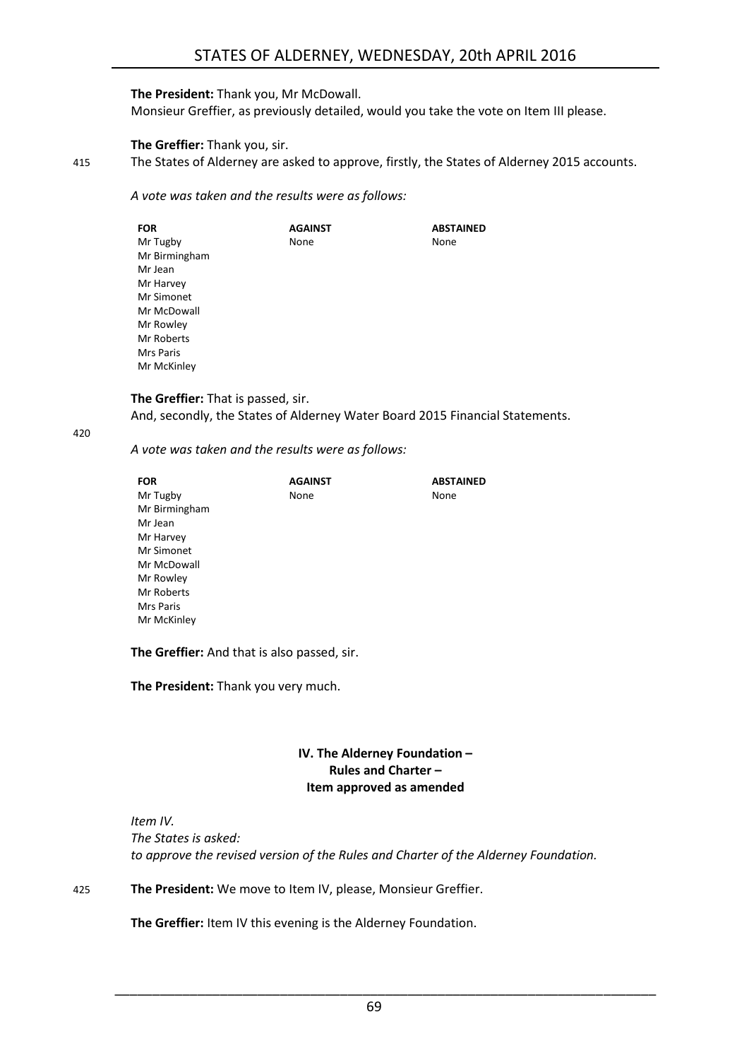**The President:** Thank you, Mr McDowall.

Monsieur Greffier, as previously detailed, would you take the vote on Item III please.

**The Greffier:** Thank you, sir.

415 The States of Alderney are asked to approve, firstly, the States of Alderney 2015 accounts.

*A vote was taken and the results were as follows:*

| FOR | AGAINST | ABSTAINED |
|---|---|---|
| Mr Tugby | None | None |
| Mr Birmingham | | |
| Mr Jean | | |
| Mr Harvey | | |
| Mr Simonet | | |
| Mr McDowall | | |
| Mr Rowley | | |
| Mr Roberts | | |
| Mrs Paris | | |
| Mr McKinley | | |

**The Greffier:** That is passed, sir.

And, secondly, the States of Alderney Water Board 2015 Financial Statements.

420

*A vote was taken and the results were as follows:*

| FOR | AGAINST | ABSTAINED |
|---|---|---|
| Mr Tugby | None | None |
| Mr Birmingham | | |
| Mr Jean | | |
| Mr Harvey | | |
| Mr Simonet | | |
| Mr McDowall | | |
| Mr Rowley | | |
| Mr Roberts | | |
| Mrs Paris | | |
| Mr McKinley | | |

**The Greffier:** And that is also passed, sir.

**The President:** Thank you very much.

## IV. The Alderney Foundation – Rules and Charter – Item approved as amended

*Item IV.*
*The States is asked:*
*to approve the revised version of the Rules and Charter of the Alderney Foundation.*

425 **The President:** We move to Item IV, please, Monsieur Greffier.

**The Greffier:** Item IV this evening is the Alderney Foundation.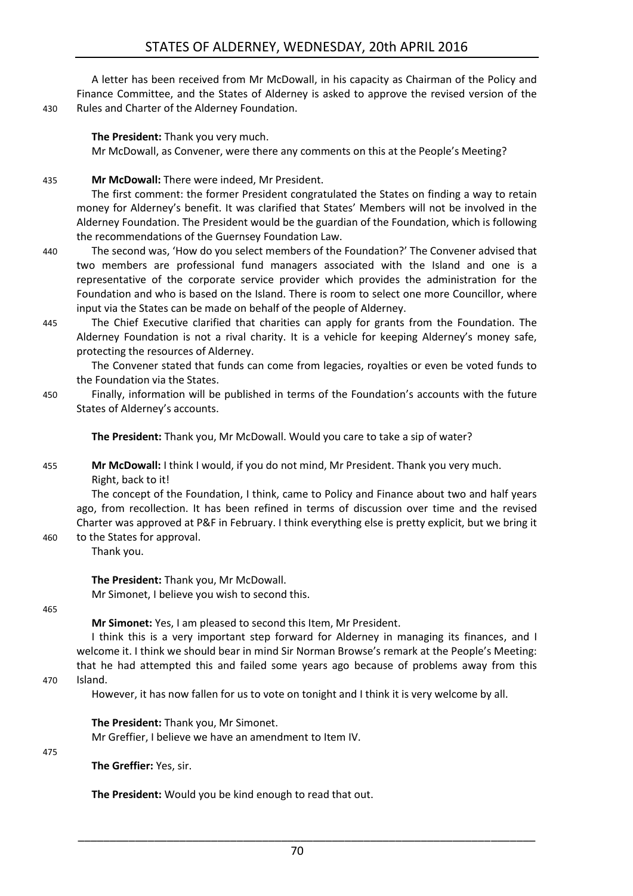A letter has been received from Mr McDowall, in his capacity as Chairman of the Policy and Finance Committee, and the States of Alderney is asked to approve the revised version of the Rules and Charter of the Alderney Foundation.

**The President:** Thank you very much.

Mr McDowall, as Convener, were there any comments on this at the People's Meeting?

**Mr McDowall:** There were indeed, Mr President.

The first comment: the former President congratulated the States on finding a way to retain money for Alderney's benefit. It was clarified that States' Members will not be involved in the Alderney Foundation. The President would be the guardian of the Foundation, which is following the recommendations of the Guernsey Foundation Law.

The second was, 'How do you select members of the Foundation?' The Convener advised that two members are professional fund managers associated with the Island and one is a representative of the corporate service provider which provides the administration for the Foundation and who is based on the Island. There is room to select one more Councillor, where input via the States can be made on behalf of the people of Alderney.

The Chief Executive clarified that charities can apply for grants from the Foundation. The Alderney Foundation is not a rival charity. It is a vehicle for keeping Alderney's money safe, protecting the resources of Alderney.

The Convener stated that funds can come from legacies, royalties or even be voted funds to the Foundation via the States.

Finally, information will be published in terms of the Foundation's accounts with the future States of Alderney's accounts.

**The President:** Thank you, Mr McDowall. Would you care to take a sip of water?

**Mr McDowall:** I think I would, if you do not mind, Mr President. Thank you very much.

Right, back to it!

The concept of the Foundation, I think, came to Policy and Finance about two and half years ago, from recollection. It has been refined in terms of discussion over time and the revised Charter was approved at P&F in February. I think everything else is pretty explicit, but we bring it to the States for approval.

Thank you.

**The President:** Thank you, Mr McDowall.

Mr Simonet, I believe you wish to second this.

**Mr Simonet:** Yes, I am pleased to second this Item, Mr President.

I think this is a very important step forward for Alderney in managing its finances, and I welcome it. I think we should bear in mind Sir Norman Browse's remark at the People's Meeting: that he had attempted this and failed some years ago because of problems away from this Island.

However, it has now fallen for us to vote on tonight and I think it is very welcome by all.

**The President:** Thank you, Mr Simonet.

Mr Greffier, I believe we have an amendment to Item IV.

**The Greffier:** Yes, sir.

**The President:** Would you be kind enough to read that out.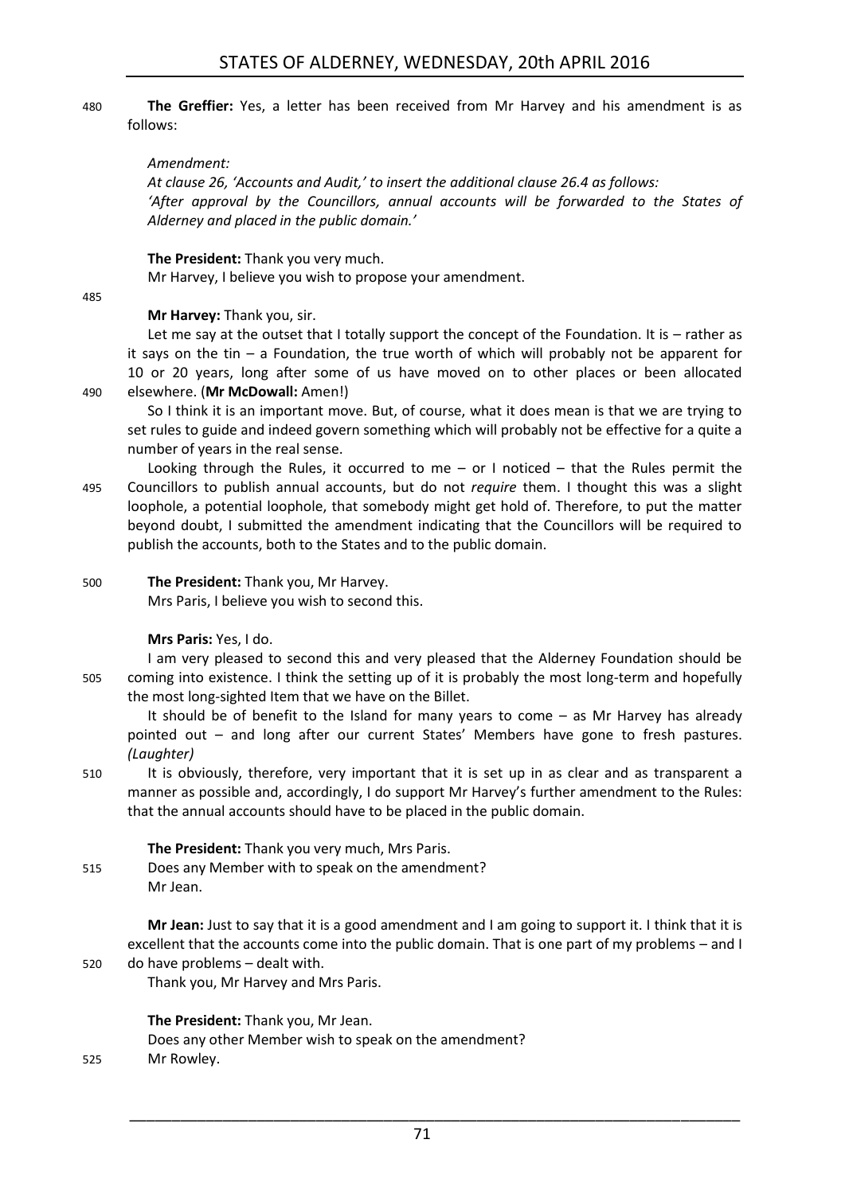**The Greffier:** Yes, a letter has been received from Mr Harvey and his amendment is as follows:

*Amendment:*

*At clause 26, 'Accounts and Audit,' to insert the additional clause 26.4 as follows:*

*'After approval by the Councillors, annual accounts will be forwarded to the States of Alderney and placed in the public domain.'*

**The President:** Thank you very much.

Mr Harvey, I believe you wish to propose your amendment.

**Mr Harvey:** Thank you, sir.

Let me say at the outset that I totally support the concept of the Foundation. It is – rather as it says on the tin – a Foundation, the true worth of which will probably not be apparent for 10 or 20 years, long after some of us have moved on to other places or been allocated elsewhere. (**Mr McDowall:** Amen!)

So I think it is an important move. But, of course, what it does mean is that we are trying to set rules to guide and indeed govern something which will probably not be effective for a quite a number of years in the real sense.

Looking through the Rules, it occurred to me – or I noticed – that the Rules permit the Councillors to publish annual accounts, but do not *require* them. I thought this was a slight loophole, a potential loophole, that somebody might get hold of. Therefore, to put the matter beyond doubt, I submitted the amendment indicating that the Councillors will be required to publish the accounts, both to the States and to the public domain.

**The President:** Thank you, Mr Harvey.

Mrs Paris, I believe you wish to second this.

**Mrs Paris:** Yes, I do.

I am very pleased to second this and very pleased that the Alderney Foundation should be coming into existence. I think the setting up of it is probably the most long-term and hopefully the most long-sighted Item that we have on the Billet.

It should be of benefit to the Island for many years to come – as Mr Harvey has already pointed out – and long after our current States' Members have gone to fresh pastures. *(Laughter)*

It is obviously, therefore, very important that it is set up in as clear and as transparent a manner as possible and, accordingly, I do support Mr Harvey's further amendment to the Rules: that the annual accounts should have to be placed in the public domain.

**The President:** Thank you very much, Mrs Paris.

Does any Member with to speak on the amendment?

Mr Jean.

**Mr Jean:** Just to say that it is a good amendment and I am going to support it. I think that it is excellent that the accounts come into the public domain. That is one part of my problems – and I do have problems – dealt with.

Thank you, Mr Harvey and Mrs Paris.

**The President:** Thank you, Mr Jean.

Does any other Member wish to speak on the amendment?

Mr Rowley.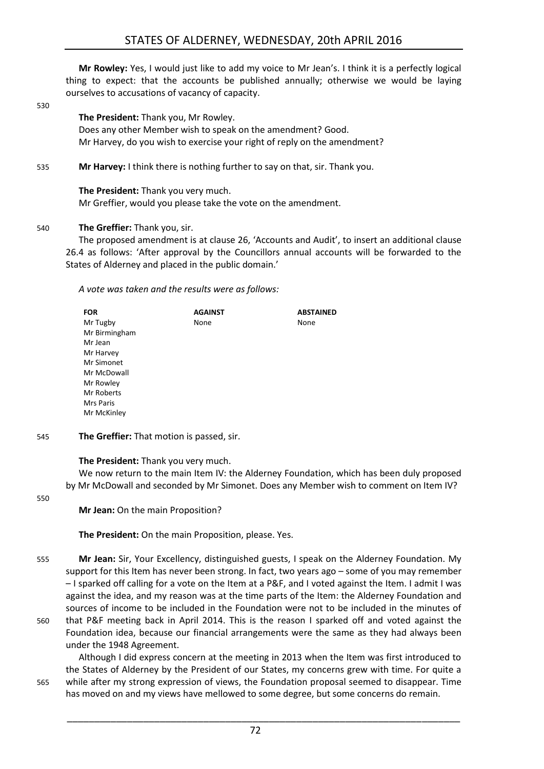**Mr Rowley:** Yes, I would just like to add my voice to Mr Jean's. I think it is a perfectly logical thing to expect: that the accounts be published annually; otherwise we would be laying ourselves to accusations of vacancy of capacity.

530

**The President:** Thank you, Mr Rowley.

Does any other Member wish to speak on the amendment? Good.

Mr Harvey, do you wish to exercise your right of reply on the amendment?

535 **Mr Harvey:** I think there is nothing further to say on that, sir. Thank you.

**The President:** Thank you very much.

Mr Greffier, would you please take the vote on the amendment.

540 **The Greffier:** Thank you, sir.

The proposed amendment is at clause 26, 'Accounts and Audit', to insert an additional clause 26.4 as follows: 'After approval by the Councillors annual accounts will be forwarded to the States of Alderney and placed in the public domain.'

*A vote was taken and the results were as follows:*

| FOR | AGAINST | ABSTAINED |
|---|---|---|
| Mr Tugby | None | None |
| Mr Birmingham | | |
| Mr Jean | | |
| Mr Harvey | | |
| Mr Simonet | | |
| Mr McDowall | | |
| Mr Rowley | | |
| Mr Roberts | | |
| Mrs Paris | | |
| Mr McKinley | | |

545 **The Greffier:** That motion is passed, sir.

**The President:** Thank you very much.

We now return to the main Item IV: the Alderney Foundation, which has been duly proposed by Mr McDowall and seconded by Mr Simonet. Does any Member wish to comment on Item IV?

550

**Mr Jean:** On the main Proposition?

**The President:** On the main Proposition, please. Yes.

555 **Mr Jean:** Sir, Your Excellency, distinguished guests, I speak on the Alderney Foundation. My support for this Item has never been strong. In fact, two years ago – some of you may remember – I sparked off calling for a vote on the Item at a P&F, and I voted against the Item. I admit I was against the idea, and my reason was at the time parts of the Item: the Alderney Foundation and sources of income to be included in the Foundation were not to be included in the minutes of 560 that P&F meeting back in April 2014. This is the reason I sparked off and voted against the Foundation idea, because our financial arrangements were the same as they had always been under the 1948 Agreement.

Although I did express concern at the meeting in 2013 when the Item was first introduced to the States of Alderney by the President of our States, my concerns grew with time. For quite a 565 while after my strong expression of views, the Foundation proposal seemed to disappear. Time has moved on and my views have mellowed to some degree, but some concerns do remain.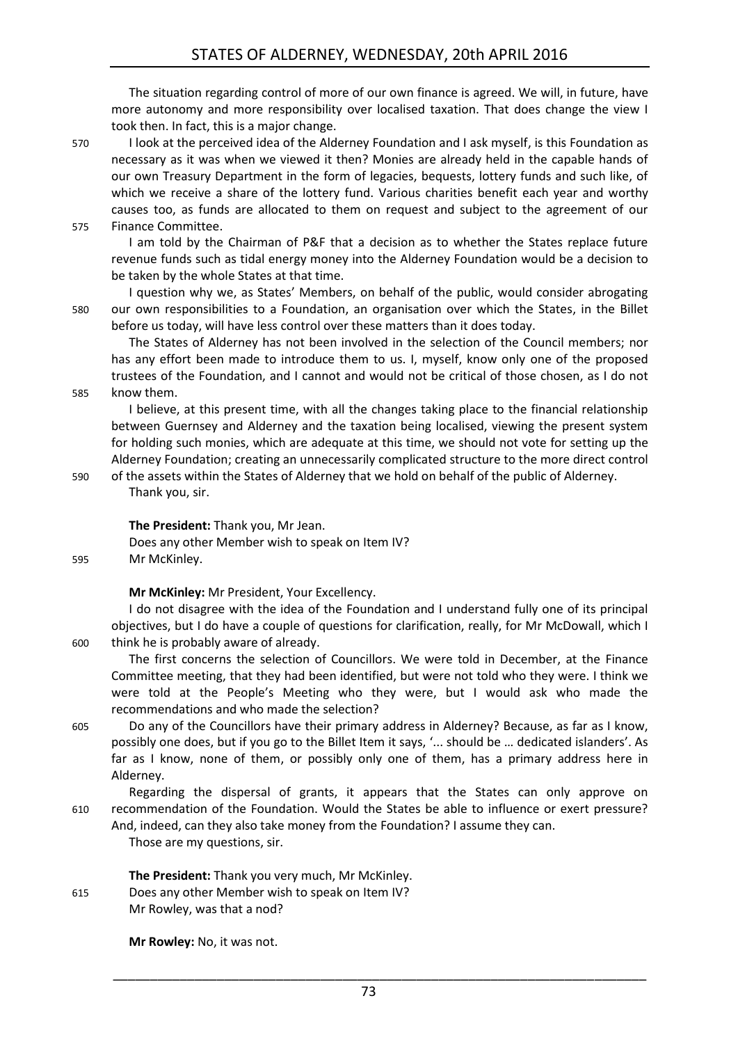The situation regarding control of more of our own finance is agreed. We will, in future, have more autonomy and more responsibility over localised taxation. That does change the view I took then. In fact, this is a major change.

I look at the perceived idea of the Alderney Foundation and I ask myself, is this Foundation as necessary as it was when we viewed it then? Monies are already held in the capable hands of our own Treasury Department in the form of legacies, bequests, lottery funds and such like, of which we receive a share of the lottery fund. Various charities benefit each year and worthy causes too, as funds are allocated to them on request and subject to the agreement of our Finance Committee.

I am told by the Chairman of P&F that a decision as to whether the States replace future revenue funds such as tidal energy money into the Alderney Foundation would be a decision to be taken by the whole States at that time.

I question why we, as States' Members, on behalf of the public, would consider abrogating our own responsibilities to a Foundation, an organisation over which the States, in the Billet before us today, will have less control over these matters than it does today.

The States of Alderney has not been involved in the selection of the Council members; nor has any effort been made to introduce them to us. I, myself, know only one of the proposed trustees of the Foundation, and I cannot and would not be critical of those chosen, as I do not know them.

I believe, at this present time, with all the changes taking place to the financial relationship between Guernsey and Alderney and the taxation being localised, viewing the present system for holding such monies, which are adequate at this time, we should not vote for setting up the Alderney Foundation; creating an unnecessarily complicated structure to the more direct control of the assets within the States of Alderney that we hold on behalf of the public of Alderney.

Thank you, sir.

**The President:** Thank you, Mr Jean.

Does any other Member wish to speak on Item IV?

Mr McKinley.

**Mr McKinley:** Mr President, Your Excellency.

I do not disagree with the idea of the Foundation and I understand fully one of its principal objectives, but I do have a couple of questions for clarification, really, for Mr McDowall, which I think he is probably aware of already.

The first concerns the selection of Councillors. We were told in December, at the Finance Committee meeting, that they had been identified, but were not told who they were. I think we were told at the People's Meeting who they were, but I would ask who made the recommendations and who made the selection?

Do any of the Councillors have their primary address in Alderney? Because, as far as I know, possibly one does, but if you go to the Billet Item it says, '... should be … dedicated islanders'. As far as I know, none of them, or possibly only one of them, has a primary address here in Alderney.

Regarding the dispersal of grants, it appears that the States can only approve on recommendation of the Foundation. Would the States be able to influence or exert pressure? And, indeed, can they also take money from the Foundation? I assume they can.

Those are my questions, sir.

**The President:** Thank you very much, Mr McKinley.

Does any other Member wish to speak on Item IV?

Mr Rowley, was that a nod?

**Mr Rowley:** No, it was not.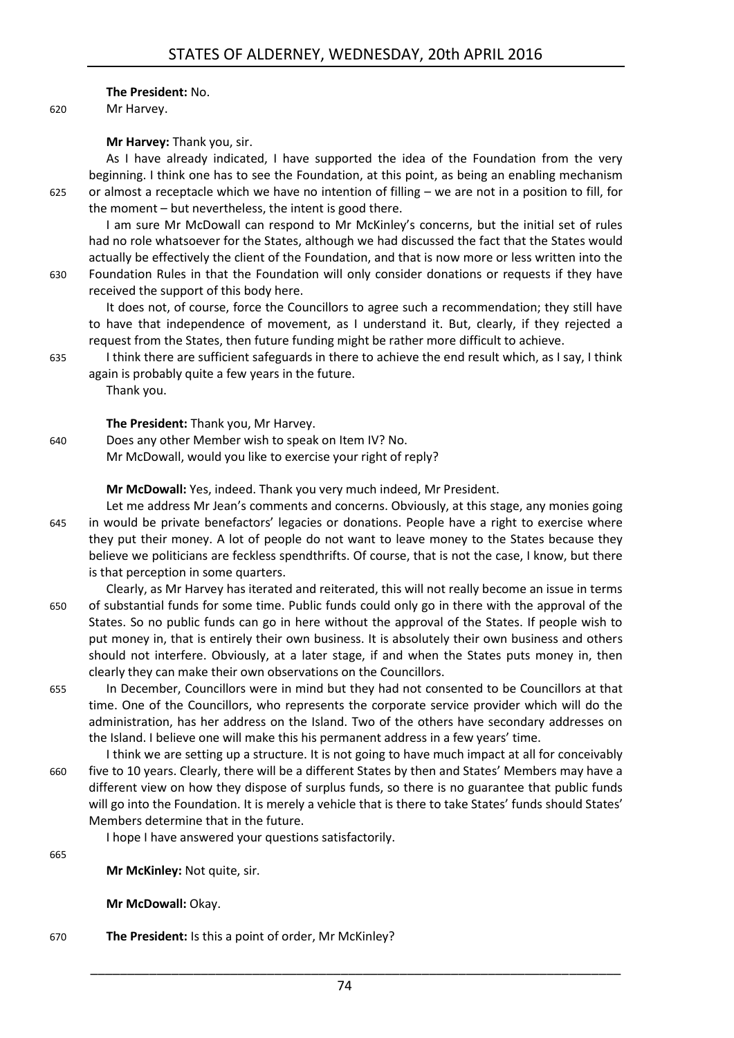**The President:** No.

Mr Harvey.

**Mr Harvey:** Thank you, sir.

As I have already indicated, I have supported the idea of the Foundation from the very beginning. I think one has to see the Foundation, at this point, as being an enabling mechanism or almost a receptacle which we have no intention of filling – we are not in a position to fill, for the moment – but nevertheless, the intent is good there.

I am sure Mr McDowall can respond to Mr McKinley's concerns, but the initial set of rules had no role whatsoever for the States, although we had discussed the fact that the States would actually be effectively the client of the Foundation, and that is now more or less written into the Foundation Rules in that the Foundation will only consider donations or requests if they have received the support of this body here.

It does not, of course, force the Councillors to agree such a recommendation; they still have to have that independence of movement, as I understand it. But, clearly, if they rejected a request from the States, then future funding might be rather more difficult to achieve.

I think there are sufficient safeguards in there to achieve the end result which, as I say, I think again is probably quite a few years in the future.

Thank you.

**The President:** Thank you, Mr Harvey.

Does any other Member wish to speak on Item IV? No.

Mr McDowall, would you like to exercise your right of reply?

**Mr McDowall:** Yes, indeed. Thank you very much indeed, Mr President.

Let me address Mr Jean's comments and concerns. Obviously, at this stage, any monies going in would be private benefactors' legacies or donations. People have a right to exercise where they put their money. A lot of people do not want to leave money to the States because they believe we politicians are feckless spendthrifts. Of course, that is not the case, I know, but there is that perception in some quarters.

Clearly, as Mr Harvey has iterated and reiterated, this will not really become an issue in terms of substantial funds for some time. Public funds could only go in there with the approval of the States. So no public funds can go in here without the approval of the States. If people wish to put money in, that is entirely their own business. It is absolutely their own business and others should not interfere. Obviously, at a later stage, if and when the States puts money in, then clearly they can make their own observations on the Councillors.

In December, Councillors were in mind but they had not consented to be Councillors at that time. One of the Councillors, who represents the corporate service provider which will do the administration, has her address on the Island. Two of the others have secondary addresses on the Island. I believe one will make this his permanent address in a few years' time.

I think we are setting up a structure. It is not going to have much impact at all for conceivably five to 10 years. Clearly, there will be a different States by then and States' Members may have a different view on how they dispose of surplus funds, so there is no guarantee that public funds will go into the Foundation. It is merely a vehicle that is there to take States' funds should States' Members determine that in the future.

I hope I have answered your questions satisfactorily.

**Mr McKinley:** Not quite, sir.

**Mr McDowall:** Okay.

**The President:** Is this a point of order, Mr McKinley?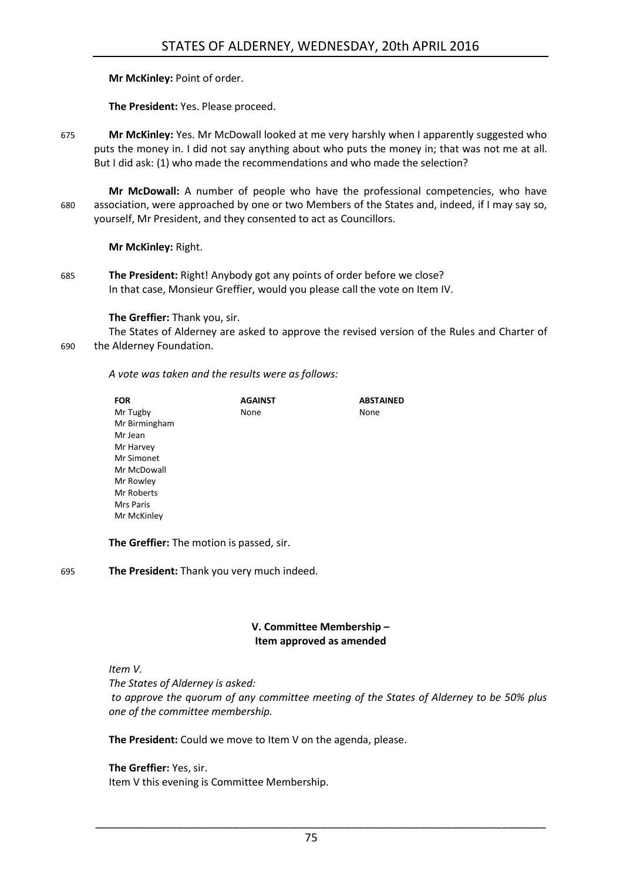**Mr McKinley:** Point of order.

**The President:** Yes. Please proceed.

675 **Mr McKinley:** Yes. Mr McDowall looked at me very harshly when I apparently suggested who puts the money in. I did not say anything about who puts the money in; that was not me at all. But I did ask: (1) who made the recommendations and who made the selection?

**Mr McDowall:** A number of people who have the professional competencies, who have 680 association, were approached by one or two Members of the States and, indeed, if I may say so, yourself, Mr President, and they consented to act as Councillors.

**Mr McKinley:** Right.

685 **The President:** Right! Anybody got any points of order before we close? In that case, Monsieur Greffier, would you please call the vote on Item IV.

**The Greffier:** Thank you, sir.

The States of Alderney are asked to approve the revised version of the Rules and Charter of 690 the Alderney Foundation.

*A vote was taken and the results were as follows:*

| FOR | AGAINST | ABSTAINED |
|---|---|---|
| Mr Tugby | None | None |
| Mr Birmingham | | |
| Mr Jean | | |
| Mr Harvey | | |
| Mr Simonet | | |
| Mr McDowall | | |
| Mr Rowley | | |
| Mr Roberts | | |
| Mrs Paris | | |
| Mr McKinley | | |

**The Greffier:** The motion is passed, sir.

695 **The President:** Thank you very much indeed.

## V. Committee Membership – Item approved as amended

*Item V.*

*The States of Alderney is asked:*

*to approve the quorum of any committee meeting of the States of Alderney to be 50% plus one of the committee membership.*

**The President:** Could we move to Item V on the agenda, please.

**The Greffier:** Yes, sir.

Item V this evening is Committee Membership.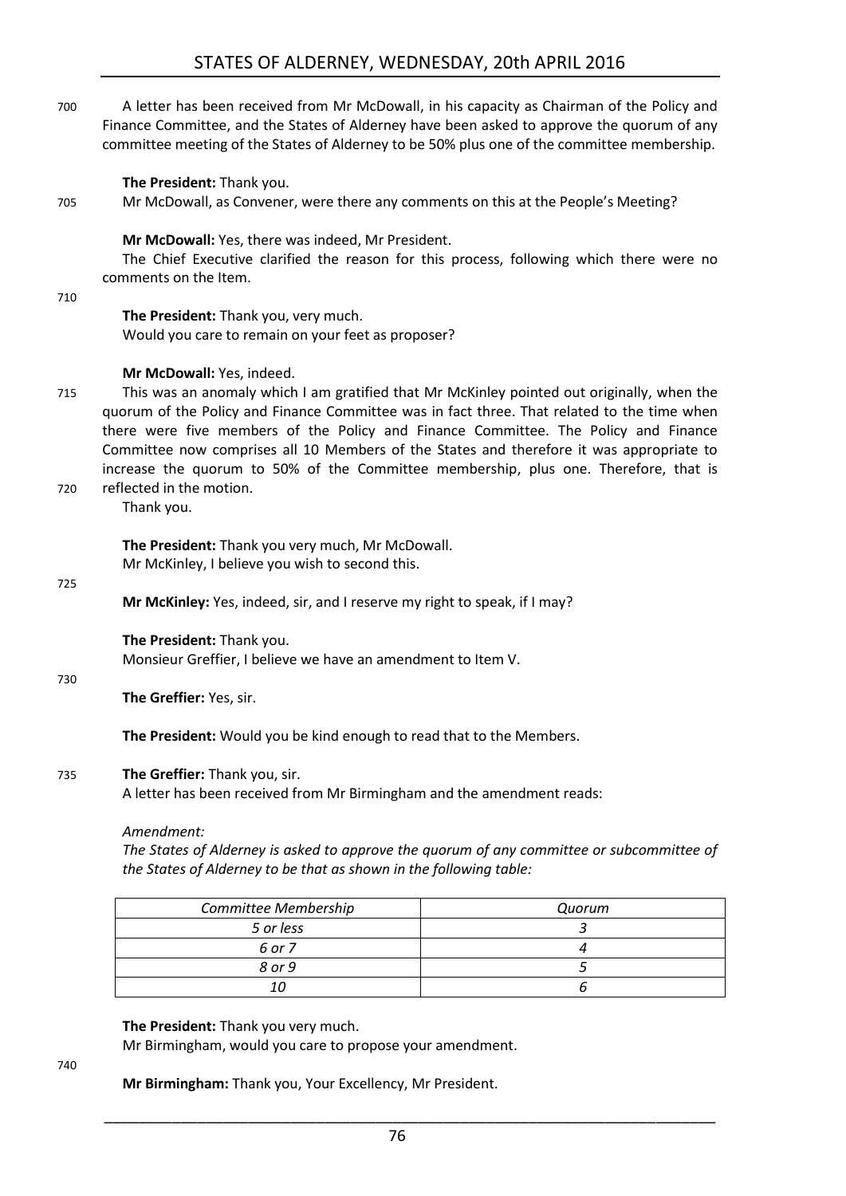A letter has been received from Mr McDowall, in his capacity as Chairman of the Policy and Finance Committee, and the States of Alderney have been asked to approve the quorum of any committee meeting of the States of Alderney to be 50% plus one of the committee membership.

**The President:** Thank you.

Mr McDowall, as Convener, were there any comments on this at the People's Meeting?

**Mr McDowall:** Yes, there was indeed, Mr President.

The Chief Executive clarified the reason for this process, following which there were no comments on the Item.

**The President:** Thank you, very much.

Would you care to remain on your feet as proposer?

**Mr McDowall:** Yes, indeed.

This was an anomaly which I am gratified that Mr McKinley pointed out originally, when the quorum of the Policy and Finance Committee was in fact three. That related to the time when there were five members of the Policy and Finance Committee. The Policy and Finance Committee now comprises all 10 Members of the States and therefore it was appropriate to increase the quorum to 50% of the Committee membership, plus one. Therefore, that is reflected in the motion.

Thank you.

**The President:** Thank you very much, Mr McDowall.

Mr McKinley, I believe you wish to second this.

**Mr McKinley:** Yes, indeed, sir, and I reserve my right to speak, if I may?

**The President:** Thank you.

Monsieur Greffier, I believe we have an amendment to Item V.

**The Greffier:** Yes, sir.

**The President:** Would you be kind enough to read that to the Members.

**The Greffier:** Thank you, sir.

A letter has been received from Mr Birmingham and the amendment reads:

*Amendment:*

*The States of Alderney is asked to approve the quorum of any committee or subcommittee of the States of Alderney to be that as shown in the following table:*

| *Committee Membership* | *Quorum* |
|---|---|
| *5 or less* | *3* |
| *6 or 7* | *4* |
| *8 or 9* | *5* |
| *10* | *6* |

**The President:** Thank you very much.

Mr Birmingham, would you care to propose your amendment.

**Mr Birmingham:** Thank you, Your Excellency, Mr President.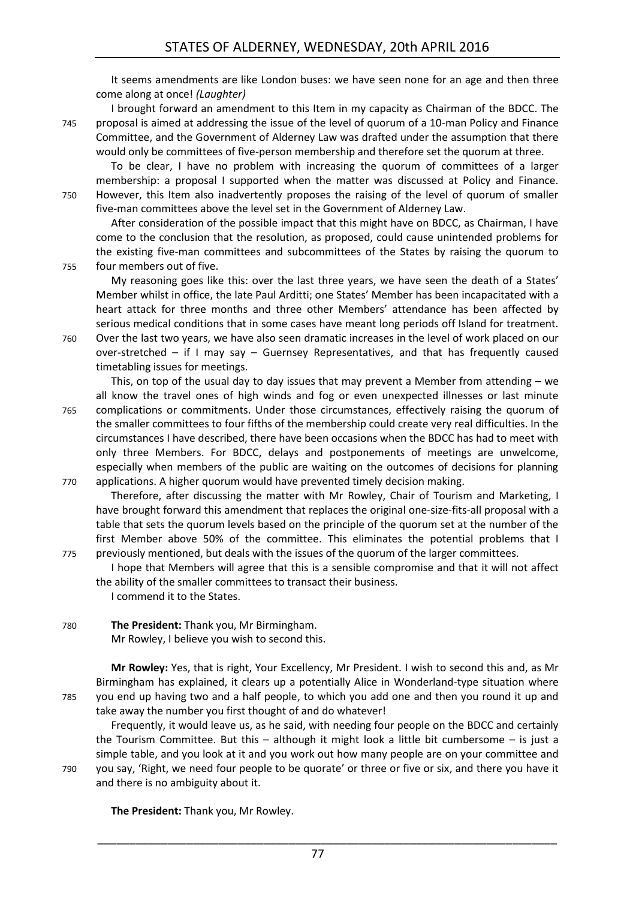It seems amendments are like London buses: we have seen none for an age and then three come along at once! *(Laughter)*

I brought forward an amendment to this Item in my capacity as Chairman of the BDCC. The proposal is aimed at addressing the issue of the level of quorum of a 10-man Policy and Finance Committee, and the Government of Alderney Law was drafted under the assumption that there would only be committees of five-person membership and therefore set the quorum at three.

To be clear, I have no problem with increasing the quorum of committees of a larger membership: a proposal I supported when the matter was discussed at Policy and Finance. However, this Item also inadvertently proposes the raising of the level of quorum of smaller five-man committees above the level set in the Government of Alderney Law.

After consideration of the possible impact that this might have on BDCC, as Chairman, I have come to the conclusion that the resolution, as proposed, could cause unintended problems for the existing five-man committees and subcommittees of the States by raising the quorum to four members out of five.

My reasoning goes like this: over the last three years, we have seen the death of a States' Member whilst in office, the late Paul Arditti; one States' Member has been incapacitated with a heart attack for three months and three other Members' attendance has been affected by serious medical conditions that in some cases have meant long periods off Island for treatment. Over the last two years, we have also seen dramatic increases in the level of work placed on our over-stretched – if I may say – Guernsey Representatives, and that has frequently caused timetabling issues for meetings.

This, on top of the usual day to day issues that may prevent a Member from attending – we all know the travel ones of high winds and fog or even unexpected illnesses or last minute complications or commitments. Under those circumstances, effectively raising the quorum of the smaller committees to four fifths of the membership could create very real difficulties. In the circumstances I have described, there have been occasions when the BDCC has had to meet with only three Members. For BDCC, delays and postponements of meetings are unwelcome, especially when members of the public are waiting on the outcomes of decisions for planning applications. A higher quorum would have prevented timely decision making.

Therefore, after discussing the matter with Mr Rowley, Chair of Tourism and Marketing, I have brought forward this amendment that replaces the original one-size-fits-all proposal with a table that sets the quorum levels based on the principle of the quorum set at the number of the first Member above 50% of the committee. This eliminates the potential problems that I previously mentioned, but deals with the issues of the quorum of the larger committees.

I hope that Members will agree that this is a sensible compromise and that it will not affect the ability of the smaller committees to transact their business.

I commend it to the States.

**The President:** Thank you, Mr Birmingham.

Mr Rowley, I believe you wish to second this.

**Mr Rowley:** Yes, that is right, Your Excellency, Mr President. I wish to second this and, as Mr Birmingham has explained, it clears up a potentially Alice in Wonderland-type situation where you end up having two and a half people, to which you add one and then you round it up and take away the number you first thought of and do whatever!

Frequently, it would leave us, as he said, with needing four people on the BDCC and certainly the Tourism Committee. But this – although it might look a little bit cumbersome – is just a simple table, and you look at it and you work out how many people are on your committee and you say, 'Right, we need four people to be quorate' or three or five or six, and there you have it and there is no ambiguity about it.

**The President:** Thank you, Mr Rowley.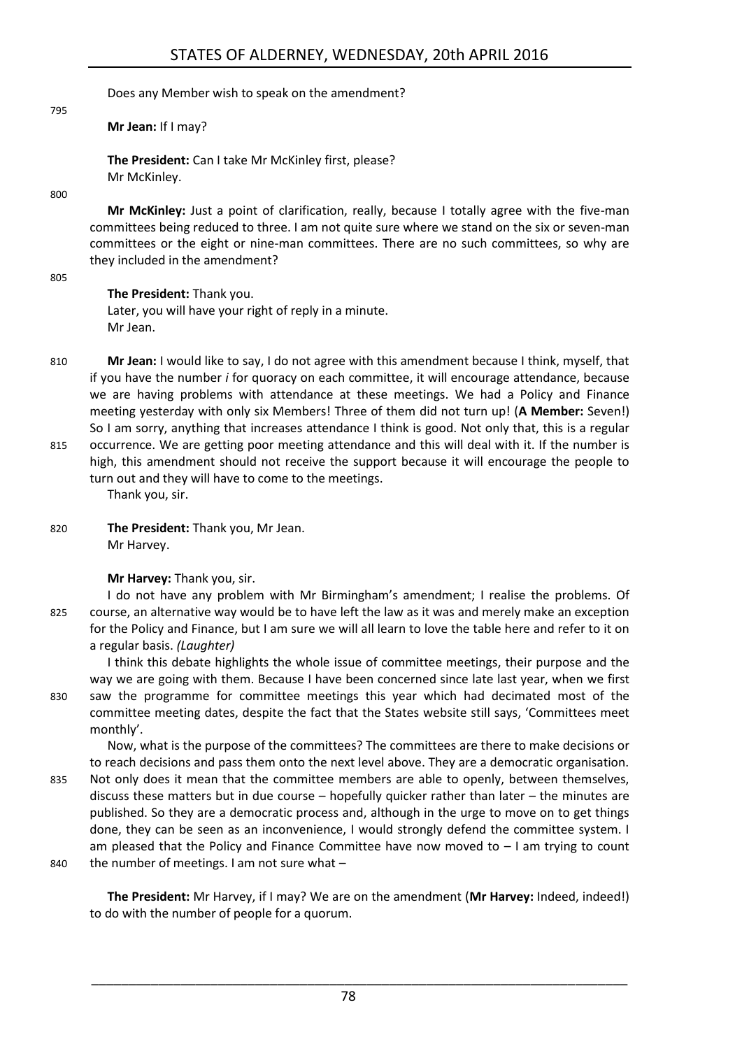Does any Member wish to speak on the amendment?

**Mr Jean:** If I may?

**The President:** Can I take Mr McKinley first, please?
Mr McKinley.

**Mr McKinley:** Just a point of clarification, really, because I totally agree with the five-man committees being reduced to three. I am not quite sure where we stand on the six or seven-man committees or the eight or nine-man committees. There are no such committees, so why are they included in the amendment?

**The President:** Thank you.
Later, you will have your right of reply in a minute.
Mr Jean.

**Mr Jean:** I would like to say, I do not agree with this amendment because I think, myself, that if you have the number *i* for quoracy on each committee, it will encourage attendance, because we are having problems with attendance at these meetings. We had a Policy and Finance meeting yesterday with only six Members! Three of them did not turn up! (**A Member:** Seven!) So I am sorry, anything that increases attendance I think is good. Not only that, this is a regular occurrence. We are getting poor meeting attendance and this will deal with it. If the number is high, this amendment should not receive the support because it will encourage the people to turn out and they will have to come to the meetings.
Thank you, sir.

**The President:** Thank you, Mr Jean.
Mr Harvey.

**Mr Harvey:** Thank you, sir.
I do not have any problem with Mr Birmingham's amendment; I realise the problems. Of course, an alternative way would be to have left the law as it was and merely make an exception for the Policy and Finance, but I am sure we will all learn to love the table here and refer to it on a regular basis. *(Laughter)*

I think this debate highlights the whole issue of committee meetings, their purpose and the way we are going with them. Because I have been concerned since late last year, when we first saw the programme for committee meetings this year which had decimated most of the committee meeting dates, despite the fact that the States website still says, 'Committees meet monthly'.

Now, what is the purpose of the committees? The committees are there to make decisions or to reach decisions and pass them onto the next level above. They are a democratic organisation. Not only does it mean that the committee members are able to openly, between themselves, discuss these matters but in due course – hopefully quicker rather than later – the minutes are published. So they are a democratic process and, although in the urge to move on to get things done, they can be seen as an inconvenience, I would strongly defend the committee system. I am pleased that the Policy and Finance Committee have now moved to – I am trying to count the number of meetings. I am not sure what –

**The President:** Mr Harvey, if I may? We are on the amendment (**Mr Harvey:** Indeed, indeed!) to do with the number of people for a quorum.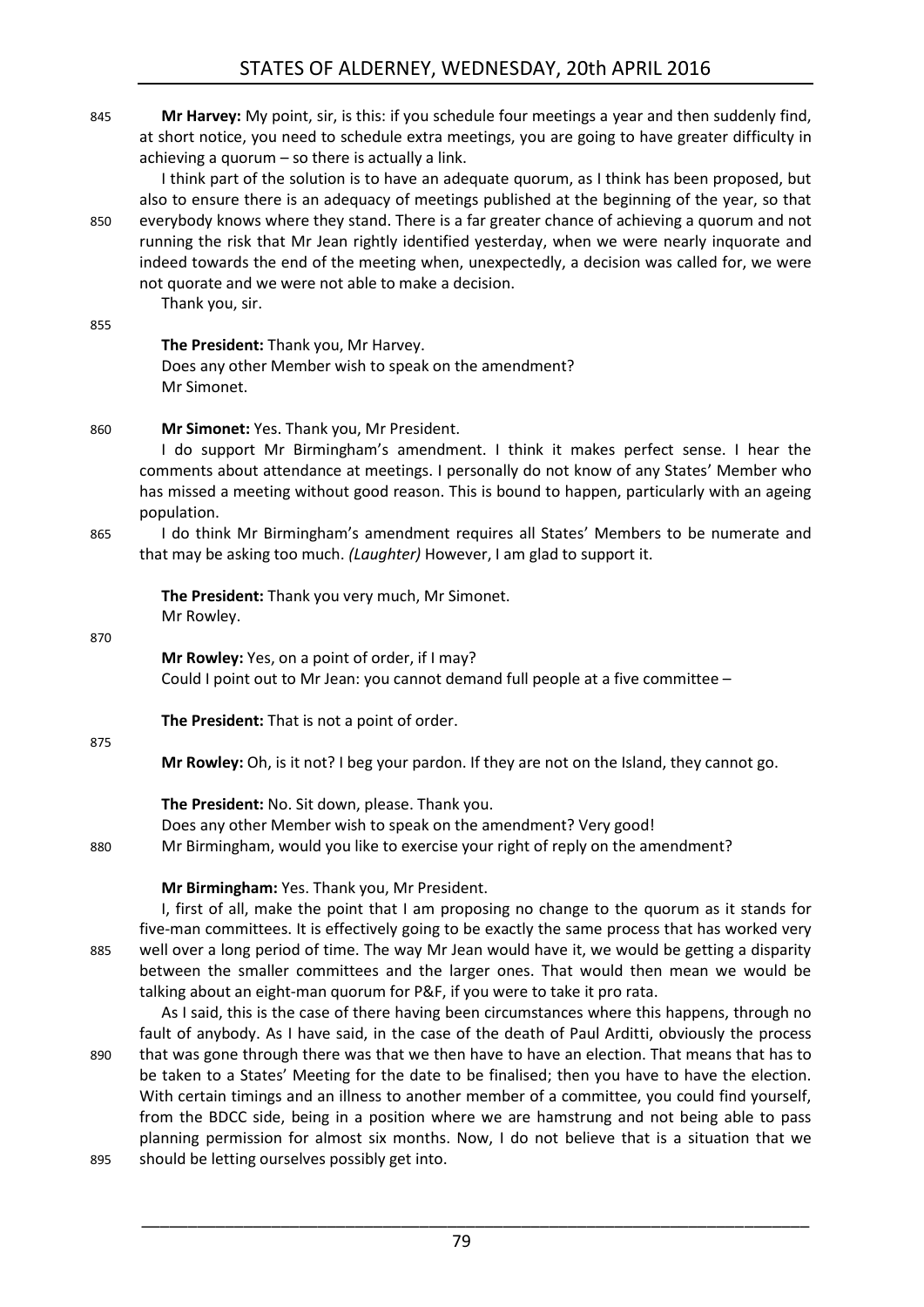**Mr Harvey:** My point, sir, is this: if you schedule four meetings a year and then suddenly find, at short notice, you need to schedule extra meetings, you are going to have greater difficulty in achieving a quorum – so there is actually a link.

I think part of the solution is to have an adequate quorum, as I think has been proposed, but also to ensure there is an adequacy of meetings published at the beginning of the year, so that everybody knows where they stand. There is a far greater chance of achieving a quorum and not running the risk that Mr Jean rightly identified yesterday, when we were nearly inquorate and indeed towards the end of the meeting when, unexpectedly, a decision was called for, we were not quorate and we were not able to make a decision.

Thank you, sir.

**The President:** Thank you, Mr Harvey.

Does any other Member wish to speak on the amendment?

Mr Simonet.

**Mr Simonet:** Yes. Thank you, Mr President.

I do support Mr Birmingham's amendment. I think it makes perfect sense. I hear the comments about attendance at meetings. I personally do not know of any States' Member who has missed a meeting without good reason. This is bound to happen, particularly with an ageing population.

I do think Mr Birmingham's amendment requires all States' Members to be numerate and that may be asking too much. *(Laughter)* However, I am glad to support it.

**The President:** Thank you very much, Mr Simonet.

Mr Rowley.

**Mr Rowley:** Yes, on a point of order, if I may?

Could I point out to Mr Jean: you cannot demand full people at a five committee –

**The President:** That is not a point of order.

**Mr Rowley:** Oh, is it not? I beg your pardon. If they are not on the Island, they cannot go.

**The President:** No. Sit down, please. Thank you.

Does any other Member wish to speak on the amendment? Very good!

Mr Birmingham, would you like to exercise your right of reply on the amendment?

**Mr Birmingham:** Yes. Thank you, Mr President.

I, first of all, make the point that I am proposing no change to the quorum as it stands for five-man committees. It is effectively going to be exactly the same process that has worked very well over a long period of time. The way Mr Jean would have it, we would be getting a disparity between the smaller committees and the larger ones. That would then mean we would be talking about an eight-man quorum for P&F, if you were to take it pro rata.

As I said, this is the case of there having been circumstances where this happens, through no fault of anybody. As I have said, in the case of the death of Paul Arditti, obviously the process that was gone through there was that we then have to have an election. That means that has to be taken to a States' Meeting for the date to be finalised; then you have to have the election. With certain timings and an illness to another member of a committee, you could find yourself, from the BDCC side, being in a position where we are hamstrung and not being able to pass planning permission for almost six months. Now, I do not believe that is a situation that we should be letting ourselves possibly get into.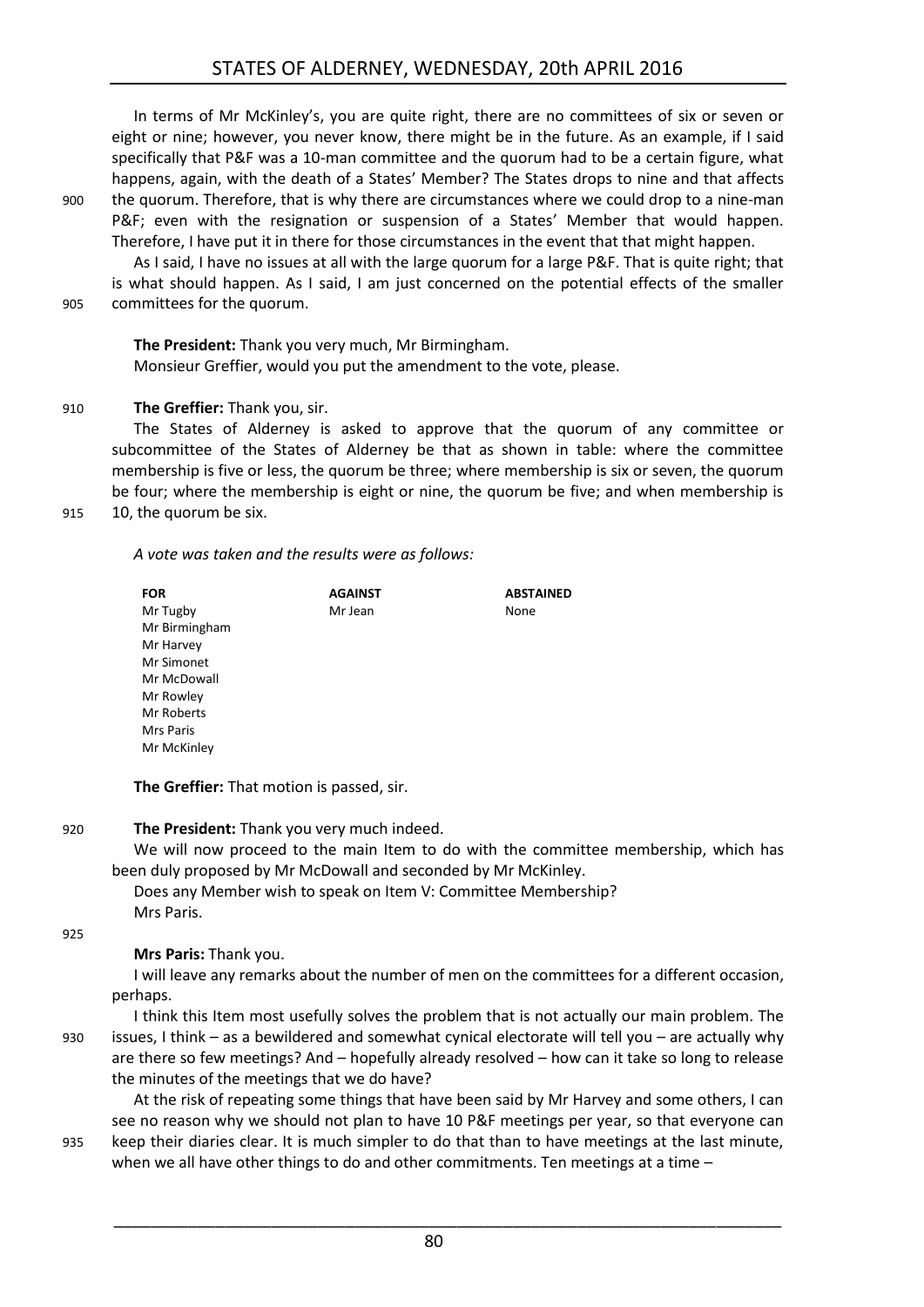In terms of Mr McKinley's, you are quite right, there are no committees of six or seven or eight or nine; however, you never know, there might be in the future. As an example, if I said specifically that P&F was a 10-man committee and the quorum had to be a certain figure, what happens, again, with the death of a States' Member? The States drops to nine and that affects the quorum. Therefore, that is why there are circumstances where we could drop to a nine-man P&F; even with the resignation or suspension of a States' Member that would happen. Therefore, I have put it in there for those circumstances in the event that that might happen.

As I said, I have no issues at all with the large quorum for a large P&F. That is quite right; that is what should happen. As I said, I am just concerned on the potential effects of the smaller committees for the quorum.

**The President:** Thank you very much, Mr Birmingham.

Monsieur Greffier, would you put the amendment to the vote, please.

**The Greffier:** Thank you, sir.

The States of Alderney is asked to approve that the quorum of any committee or subcommittee of the States of Alderney be that as shown in table: where the committee membership is five or less, the quorum be three; where membership is six or seven, the quorum be four; where the membership is eight or nine, the quorum be five; and when membership is 10, the quorum be six.

*A vote was taken and the results were as follows:*

| FOR | AGAINST | ABSTAINED |
|---|---|---|
| Mr Tugby | Mr Jean | None |
| Mr Birmingham | | |
| Mr Harvey | | |
| Mr Simonet | | |
| Mr McDowall | | |
| Mr Rowley | | |
| Mr Roberts | | |
| Mrs Paris | | |
| Mr McKinley | | |

**The Greffier:** That motion is passed, sir.

**The President:** Thank you very much indeed.

We will now proceed to the main Item to do with the committee membership, which has been duly proposed by Mr McDowall and seconded by Mr McKinley.

Does any Member wish to speak on Item V: Committee Membership?

Mrs Paris.

**Mrs Paris:** Thank you.

I will leave any remarks about the number of men on the committees for a different occasion, perhaps.

I think this Item most usefully solves the problem that is not actually our main problem. The issues, I think – as a bewildered and somewhat cynical electorate will tell you – are actually why are there so few meetings? And – hopefully already resolved – how can it take so long to release the minutes of the meetings that we do have?

At the risk of repeating some things that have been said by Mr Harvey and some others, I can see no reason why we should not plan to have 10 P&F meetings per year, so that everyone can keep their diaries clear. It is much simpler to do that than to have meetings at the last minute, when we all have other things to do and other commitments. Ten meetings at a time –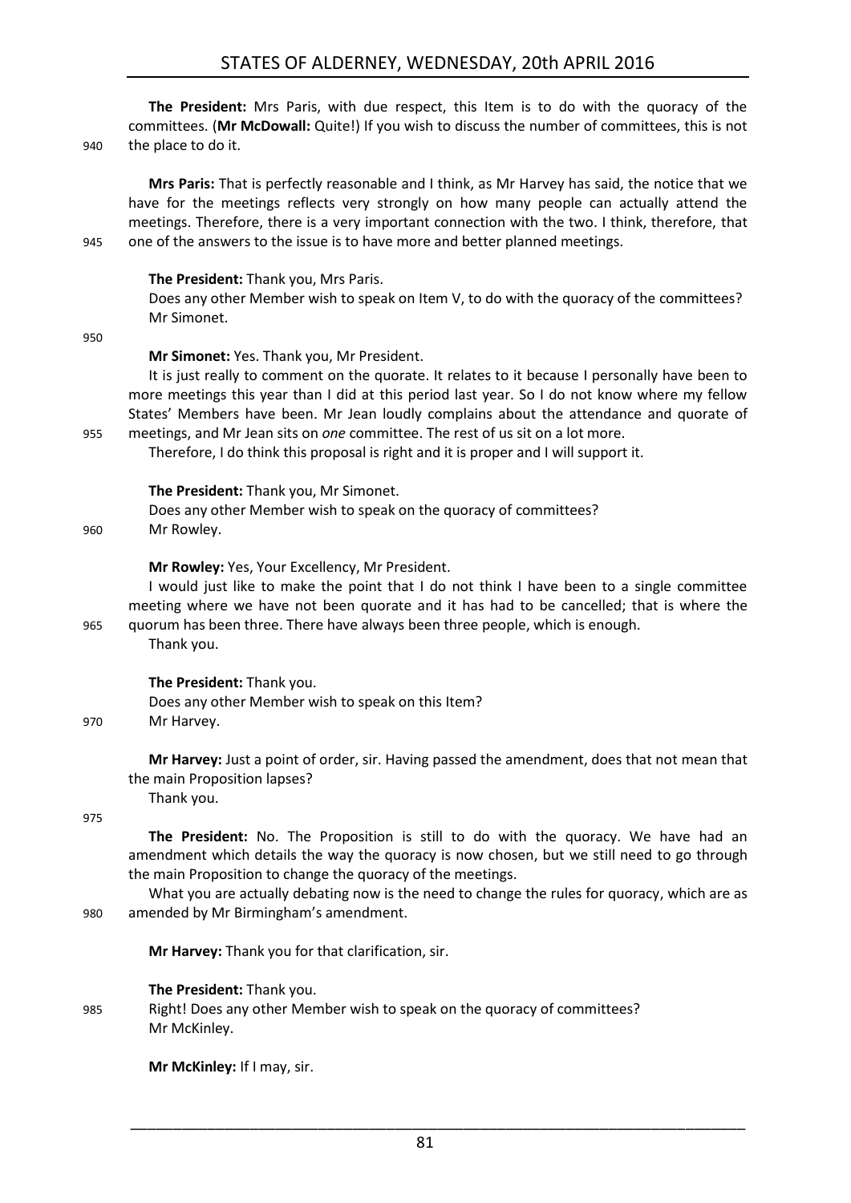**The President:** Mrs Paris, with due respect, this Item is to do with the quoracy of the committees. (**Mr McDowall:** Quite!) If you wish to discuss the number of committees, this is not the place to do it.

**Mrs Paris:** That is perfectly reasonable and I think, as Mr Harvey has said, the notice that we have for the meetings reflects very strongly on how many people can actually attend the meetings. Therefore, there is a very important connection with the two. I think, therefore, that one of the answers to the issue is to have more and better planned meetings.

**The President:** Thank you, Mrs Paris.

Does any other Member wish to speak on Item V, to do with the quoracy of the committees? Mr Simonet.

**Mr Simonet:** Yes. Thank you, Mr President.

It is just really to comment on the quorate. It relates to it because I personally have been to more meetings this year than I did at this period last year. So I do not know where my fellow States' Members have been. Mr Jean loudly complains about the attendance and quorate of meetings, and Mr Jean sits on *one* committee. The rest of us sit on a lot more.

Therefore, I do think this proposal is right and it is proper and I will support it.

**The President:** Thank you, Mr Simonet.

Does any other Member wish to speak on the quoracy of committees?

Mr Rowley.

**Mr Rowley:** Yes, Your Excellency, Mr President.

I would just like to make the point that I do not think I have been to a single committee meeting where we have not been quorate and it has had to be cancelled; that is where the quorum has been three. There have always been three people, which is enough.

Thank you.

**The President:** Thank you.

Does any other Member wish to speak on this Item?

Mr Harvey.

**Mr Harvey:** Just a point of order, sir. Having passed the amendment, does that not mean that the main Proposition lapses?

Thank you.

**The President:** No. The Proposition is still to do with the quoracy. We have had an amendment which details the way the quoracy is now chosen, but we still need to go through the main Proposition to change the quoracy of the meetings.

What you are actually debating now is the need to change the rules for quoracy, which are as amended by Mr Birmingham's amendment.

**Mr Harvey:** Thank you for that clarification, sir.

**The President:** Thank you.

Right! Does any other Member wish to speak on the quoracy of committees?

Mr McKinley.

**Mr McKinley:** If I may, sir.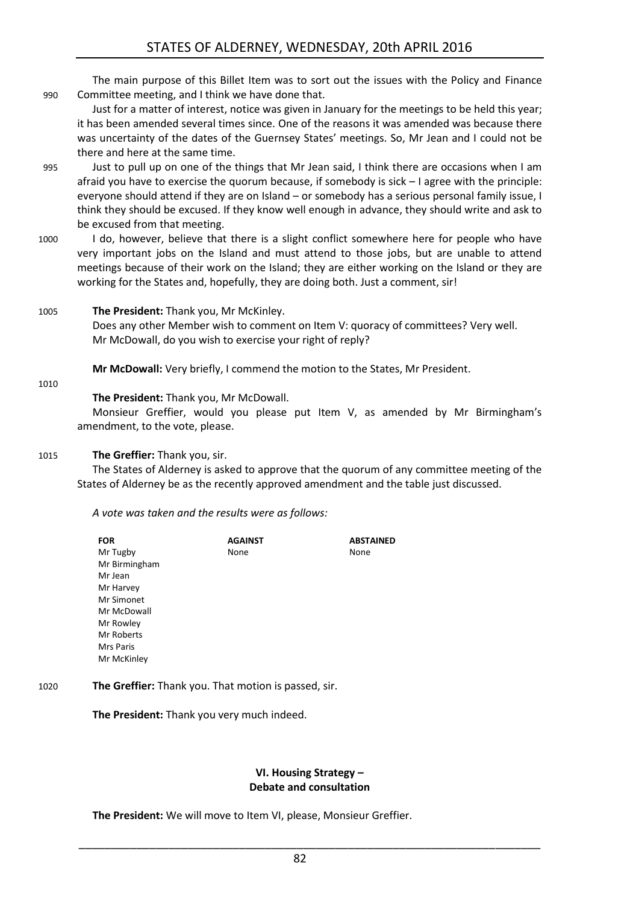The main purpose of this Billet Item was to sort out the issues with the Policy and Finance Committee meeting, and I think we have done that.

Just for a matter of interest, notice was given in January for the meetings to be held this year; it has been amended several times since. One of the reasons it was amended was because there was uncertainty of the dates of the Guernsey States' meetings. So, Mr Jean and I could not be there and here at the same time.

Just to pull up on one of the things that Mr Jean said, I think there are occasions when I am afraid you have to exercise the quorum because, if somebody is sick – I agree with the principle: everyone should attend if they are on Island – or somebody has a serious personal family issue, I think they should be excused. If they know well enough in advance, they should write and ask to be excused from that meeting.

I do, however, believe that there is a slight conflict somewhere here for people who have very important jobs on the Island and must attend to those jobs, but are unable to attend meetings because of their work on the Island; they are either working on the Island or they are working for the States and, hopefully, they are doing both. Just a comment, sir!

**The President:** Thank you, Mr McKinley.

Does any other Member wish to comment on Item V: quoracy of committees? Very well.

Mr McDowall, do you wish to exercise your right of reply?

**Mr McDowall:** Very briefly, I commend the motion to the States, Mr President.

**The President:** Thank you, Mr McDowall.

Monsieur Greffier, would you please put Item V, as amended by Mr Birmingham's amendment, to the vote, please.

**The Greffier:** Thank you, sir.

The States of Alderney is asked to approve that the quorum of any committee meeting of the States of Alderney be as the recently approved amendment and the table just discussed.

*A vote was taken and the results were as follows:*

| FOR | AGAINST | ABSTAINED |
|---|---|---|
| Mr Tugby | None | None |
| Mr Birmingham | | |
| Mr Jean | | |
| Mr Harvey | | |
| Mr Simonet | | |
| Mr McDowall | | |
| Mr Rowley | | |
| Mr Roberts | | |
| Mrs Paris | | |
| Mr McKinley | | |

**The Greffier:** Thank you. That motion is passed, sir.

**The President:** Thank you very much indeed.

## VI. Housing Strategy – Debate and consultation

**The President:** We will move to Item VI, please, Monsieur Greffier.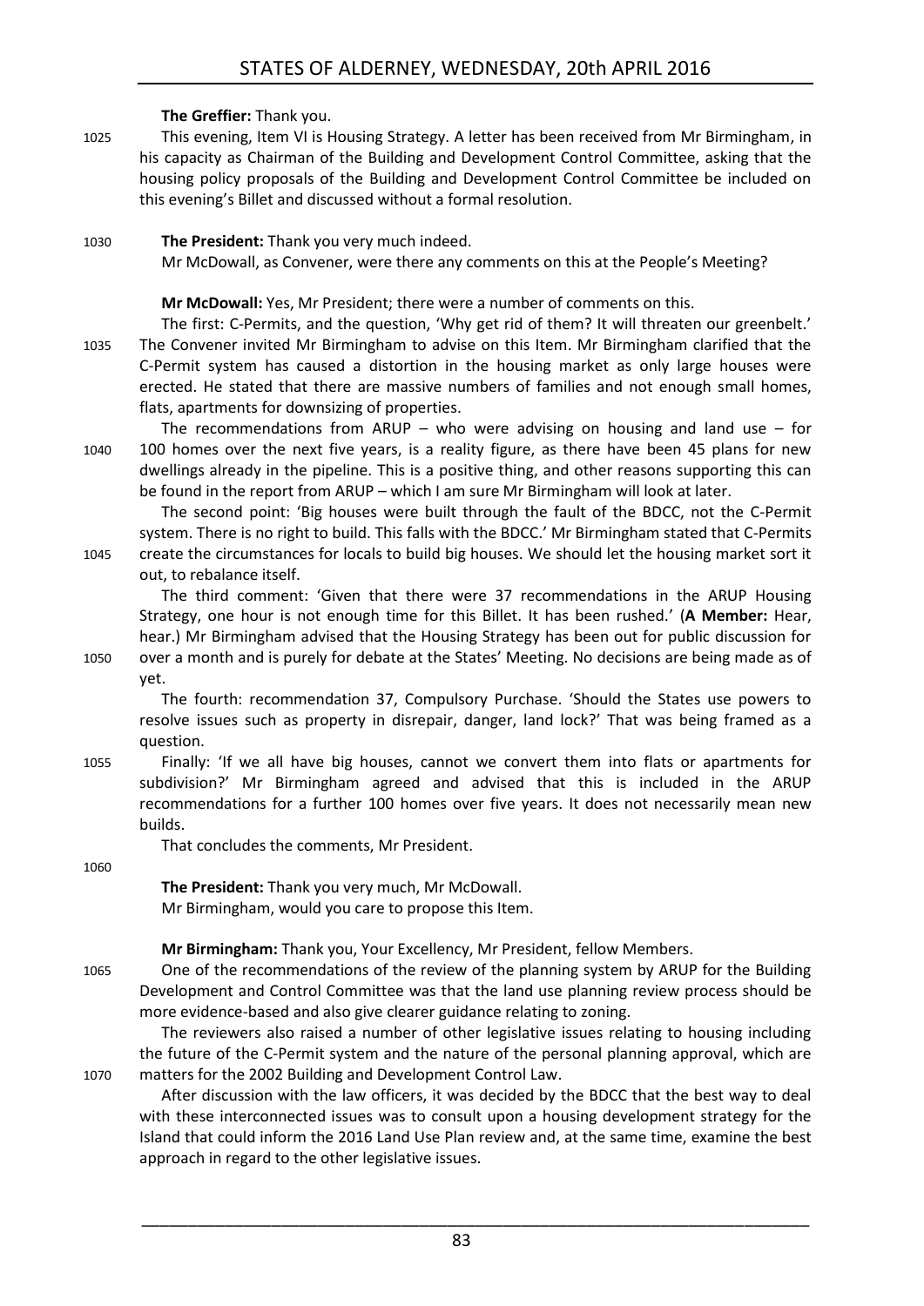**The Greffier:** Thank you.

This evening, Item VI is Housing Strategy. A letter has been received from Mr Birmingham, in his capacity as Chairman of the Building and Development Control Committee, asking that the housing policy proposals of the Building and Development Control Committee be included on this evening's Billet and discussed without a formal resolution.

**The President:** Thank you very much indeed.

Mr McDowall, as Convener, were there any comments on this at the People's Meeting?

**Mr McDowall:** Yes, Mr President; there were a number of comments on this.

The first: C-Permits, and the question, 'Why get rid of them? It will threaten our greenbelt.' The Convener invited Mr Birmingham to advise on this Item. Mr Birmingham clarified that the C-Permit system has caused a distortion in the housing market as only large houses were erected. He stated that there are massive numbers of families and not enough small homes, flats, apartments for downsizing of properties.

The recommendations from ARUP – who were advising on housing and land use – for 100 homes over the next five years, is a reality figure, as there have been 45 plans for new dwellings already in the pipeline. This is a positive thing, and other reasons supporting this can be found in the report from ARUP – which I am sure Mr Birmingham will look at later.

The second point: 'Big houses were built through the fault of the BDCC, not the C-Permit system. There is no right to build. This falls with the BDCC.' Mr Birmingham stated that C-Permits create the circumstances for locals to build big houses. We should let the housing market sort it out, to rebalance itself.

The third comment: 'Given that there were 37 recommendations in the ARUP Housing Strategy, one hour is not enough time for this Billet. It has been rushed.' (**A Member:** Hear, hear.) Mr Birmingham advised that the Housing Strategy has been out for public discussion for over a month and is purely for debate at the States' Meeting. No decisions are being made as of yet.

The fourth: recommendation 37, Compulsory Purchase. 'Should the States use powers to resolve issues such as property in disrepair, danger, land lock?' That was being framed as a question.

Finally: 'If we all have big houses, cannot we convert them into flats or apartments for subdivision?' Mr Birmingham agreed and advised that this is included in the ARUP recommendations for a further 100 homes over five years. It does not necessarily mean new builds.

That concludes the comments, Mr President.

**The President:** Thank you very much, Mr McDowall.

Mr Birmingham, would you care to propose this Item.

**Mr Birmingham:** Thank you, Your Excellency, Mr President, fellow Members.

One of the recommendations of the review of the planning system by ARUP for the Building Development and Control Committee was that the land use planning review process should be more evidence-based and also give clearer guidance relating to zoning.

The reviewers also raised a number of other legislative issues relating to housing including the future of the C-Permit system and the nature of the personal planning approval, which are matters for the 2002 Building and Development Control Law.

After discussion with the law officers, it was decided by the BDCC that the best way to deal with these interconnected issues was to consult upon a housing development strategy for the Island that could inform the 2016 Land Use Plan review and, at the same time, examine the best approach in regard to the other legislative issues.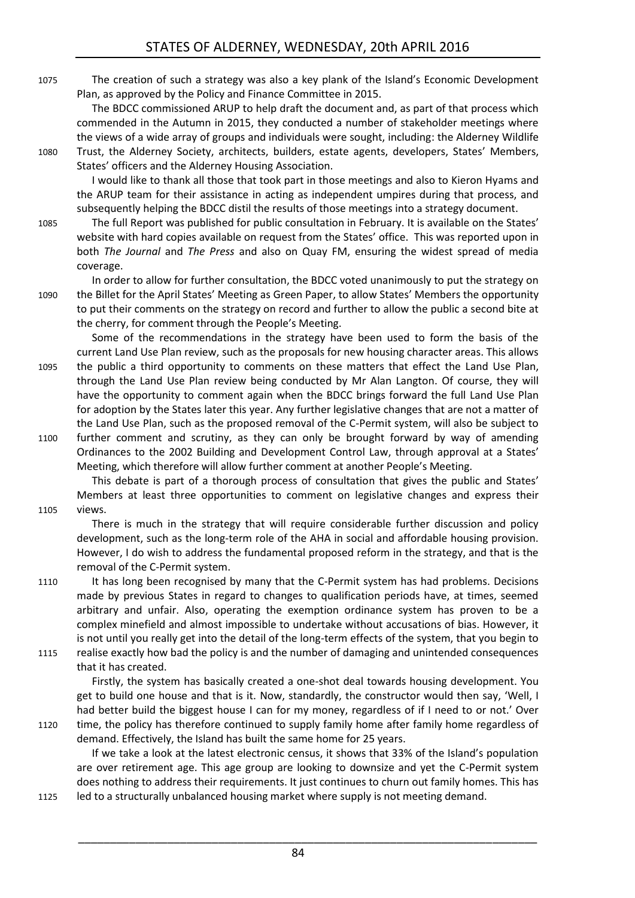The creation of such a strategy was also a key plank of the Island's Economic Development Plan, as approved by the Policy and Finance Committee in 2015.

The BDCC commissioned ARUP to help draft the document and, as part of that process which commended in the Autumn in 2015, they conducted a number of stakeholder meetings where the views of a wide array of groups and individuals were sought, including: the Alderney Wildlife Trust, the Alderney Society, architects, builders, estate agents, developers, States' Members, States' officers and the Alderney Housing Association.

I would like to thank all those that took part in those meetings and also to Kieron Hyams and the ARUP team for their assistance in acting as independent umpires during that process, and subsequently helping the BDCC distil the results of those meetings into a strategy document.

The full Report was published for public consultation in February. It is available on the States' website with hard copies available on request from the States' office. This was reported upon in both *The Journal* and *The Press* and also on Quay FM, ensuring the widest spread of media coverage.

In order to allow for further consultation, the BDCC voted unanimously to put the strategy on the Billet for the April States' Meeting as Green Paper, to allow States' Members the opportunity to put their comments on the strategy on record and further to allow the public a second bite at the cherry, for comment through the People's Meeting.

Some of the recommendations in the strategy have been used to form the basis of the current Land Use Plan review, such as the proposals for new housing character areas. This allows the public a third opportunity to comments on these matters that effect the Land Use Plan, through the Land Use Plan review being conducted by Mr Alan Langton. Of course, they will have the opportunity to comment again when the BDCC brings forward the full Land Use Plan for adoption by the States later this year. Any further legislative changes that are not a matter of the Land Use Plan, such as the proposed removal of the C-Permit system, will also be subject to further comment and scrutiny, as they can only be brought forward by way of amending Ordinances to the 2002 Building and Development Control Law, through approval at a States' Meeting, which therefore will allow further comment at another People's Meeting.

This debate is part of a thorough process of consultation that gives the public and States' Members at least three opportunities to comment on legislative changes and express their views.

There is much in the strategy that will require considerable further discussion and policy development, such as the long-term role of the AHA in social and affordable housing provision. However, I do wish to address the fundamental proposed reform in the strategy, and that is the removal of the C-Permit system.

It has long been recognised by many that the C-Permit system has had problems. Decisions made by previous States in regard to changes to qualification periods have, at times, seemed arbitrary and unfair. Also, operating the exemption ordinance system has proven to be a complex minefield and almost impossible to undertake without accusations of bias. However, it is not until you really get into the detail of the long-term effects of the system, that you begin to realise exactly how bad the policy is and the number of damaging and unintended consequences that it has created.

Firstly, the system has basically created a one-shot deal towards housing development. You get to build one house and that is it. Now, standardly, the constructor would then say, 'Well, I had better build the biggest house I can for my money, regardless of if I need to or not.' Over time, the policy has therefore continued to supply family home after family home regardless of demand. Effectively, the Island has built the same home for 25 years.

If we take a look at the latest electronic census, it shows that 33% of the Island's population are over retirement age. This age group are looking to downsize and yet the C-Permit system does nothing to address their requirements. It just continues to churn out family homes. This has led to a structurally unbalanced housing market where supply is not meeting demand.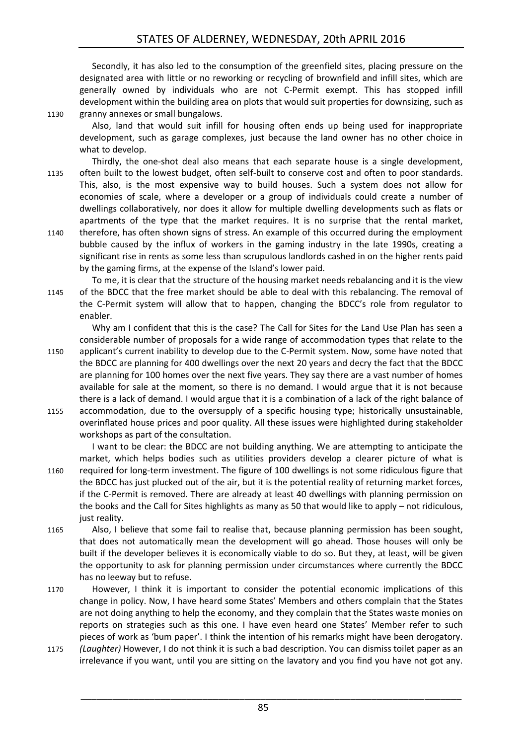Secondly, it has also led to the consumption of the greenfield sites, placing pressure on the designated area with little or no reworking or recycling of brownfield and infill sites, which are generally owned by individuals who are not C-Permit exempt. This has stopped infill development within the building area on plots that would suit properties for downsizing, such as granny annexes or small bungalows.

Also, land that would suit infill for housing often ends up being used for inappropriate development, such as garage complexes, just because the land owner has no other choice in what to develop.

Thirdly, the one-shot deal also means that each separate house is a single development, often built to the lowest budget, often self-built to conserve cost and often to poor standards. This, also, is the most expensive way to build houses. Such a system does not allow for economies of scale, where a developer or a group of individuals could create a number of dwellings collaboratively, nor does it allow for multiple dwelling developments such as flats or apartments of the type that the market requires. It is no surprise that the rental market, therefore, has often shown signs of stress. An example of this occurred during the employment bubble caused by the influx of workers in the gaming industry in the late 1990s, creating a significant rise in rents as some less than scrupulous landlords cashed in on the higher rents paid by the gaming firms, at the expense of the Island's lower paid.

To me, it is clear that the structure of the housing market needs rebalancing and it is the view of the BDCC that the free market should be able to deal with this rebalancing. The removal of the C-Permit system will allow that to happen, changing the BDCC's role from regulator to enabler.

Why am I confident that this is the case? The Call for Sites for the Land Use Plan has seen a considerable number of proposals for a wide range of accommodation types that relate to the applicant's current inability to develop due to the C-Permit system. Now, some have noted that the BDCC are planning for 400 dwellings over the next 20 years and decry the fact that the BDCC are planning for 100 homes over the next five years. They say there are a vast number of homes available for sale at the moment, so there is no demand. I would argue that it is not because there is a lack of demand. I would argue that it is a combination of a lack of the right balance of accommodation, due to the oversupply of a specific housing type; historically unsustainable, overinflated house prices and poor quality. All these issues were highlighted during stakeholder workshops as part of the consultation.

I want to be clear: the BDCC are not building anything. We are attempting to anticipate the market, which helps bodies such as utilities providers develop a clearer picture of what is required for long-term investment. The figure of 100 dwellings is not some ridiculous figure that the BDCC has just plucked out of the air, but it is the potential reality of returning market forces, if the C-Permit is removed. There are already at least 40 dwellings with planning permission on the books and the Call for Sites highlights as many as 50 that would like to apply – not ridiculous, just reality.

Also, I believe that some fail to realise that, because planning permission has been sought, that does not automatically mean the development will go ahead. Those houses will only be built if the developer believes it is economically viable to do so. But they, at least, will be given the opportunity to ask for planning permission under circumstances where currently the BDCC has no leeway but to refuse.

However, I think it is important to consider the potential economic implications of this change in policy. Now, I have heard some States' Members and others complain that the States are not doing anything to help the economy, and they complain that the States waste monies on reports on strategies such as this one. I have even heard one States' Member refer to such pieces of work as 'bum paper'. I think the intention of his remarks might have been derogatory. *(Laughter)* However, I do not think it is such a bad description. You can dismiss toilet paper as an irrelevance if you want, until you are sitting on the lavatory and you find you have not got any.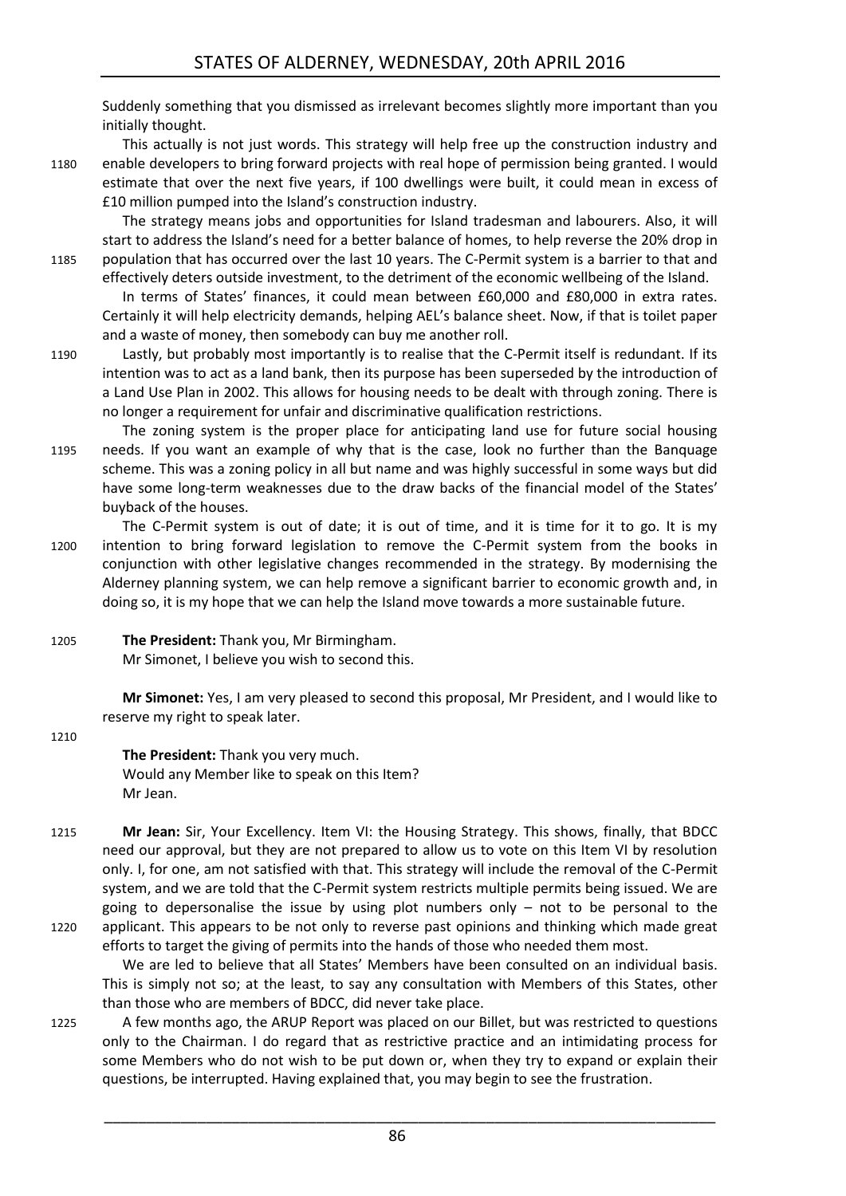Suddenly something that you dismissed as irrelevant becomes slightly more important than you initially thought.

This actually is not just words. This strategy will help free up the construction industry and enable developers to bring forward projects with real hope of permission being granted. I would estimate that over the next five years, if 100 dwellings were built, it could mean in excess of £10 million pumped into the Island's construction industry.

The strategy means jobs and opportunities for Island tradesman and labourers. Also, it will start to address the Island's need for a better balance of homes, to help reverse the 20% drop in population that has occurred over the last 10 years. The C-Permit system is a barrier to that and effectively deters outside investment, to the detriment of the economic wellbeing of the Island.

In terms of States' finances, it could mean between £60,000 and £80,000 in extra rates. Certainly it will help electricity demands, helping AEL's balance sheet. Now, if that is toilet paper and a waste of money, then somebody can buy me another roll.

Lastly, but probably most importantly is to realise that the C-Permit itself is redundant. If its intention was to act as a land bank, then its purpose has been superseded by the introduction of a Land Use Plan in 2002. This allows for housing needs to be dealt with through zoning. There is no longer a requirement for unfair and discriminative qualification restrictions.

The zoning system is the proper place for anticipating land use for future social housing needs. If you want an example of why that is the case, look no further than the Banquage scheme. This was a zoning policy in all but name and was highly successful in some ways but did have some long-term weaknesses due to the draw backs of the financial model of the States' buyback of the houses.

The C-Permit system is out of date; it is out of time, and it is time for it to go. It is my intention to bring forward legislation to remove the C-Permit system from the books in conjunction with other legislative changes recommended in the strategy. By modernising the Alderney planning system, we can help remove a significant barrier to economic growth and, in doing so, it is my hope that we can help the Island move towards a more sustainable future.

**The President:** Thank you, Mr Birmingham.
Mr Simonet, I believe you wish to second this.

**Mr Simonet:** Yes, I am very pleased to second this proposal, Mr President, and I would like to reserve my right to speak later.

**The President:** Thank you very much.
Would any Member like to speak on this Item?
Mr Jean.

**Mr Jean:** Sir, Your Excellency. Item VI: the Housing Strategy. This shows, finally, that BDCC need our approval, but they are not prepared to allow us to vote on this Item VI by resolution only. I, for one, am not satisfied with that. This strategy will include the removal of the C-Permit system, and we are told that the C-Permit system restricts multiple permits being issued. We are going to depersonalise the issue by using plot numbers only – not to be personal to the applicant. This appears to be not only to reverse past opinions and thinking which made great efforts to target the giving of permits into the hands of those who needed them most.

We are led to believe that all States' Members have been consulted on an individual basis. This is simply not so; at the least, to say any consultation with Members of this States, other than those who are members of BDCC, did never take place.

A few months ago, the ARUP Report was placed on our Billet, but was restricted to questions only to the Chairman. I do regard that as restrictive practice and an intimidating process for some Members who do not wish to be put down or, when they try to expand or explain their questions, be interrupted. Having explained that, you may begin to see the frustration.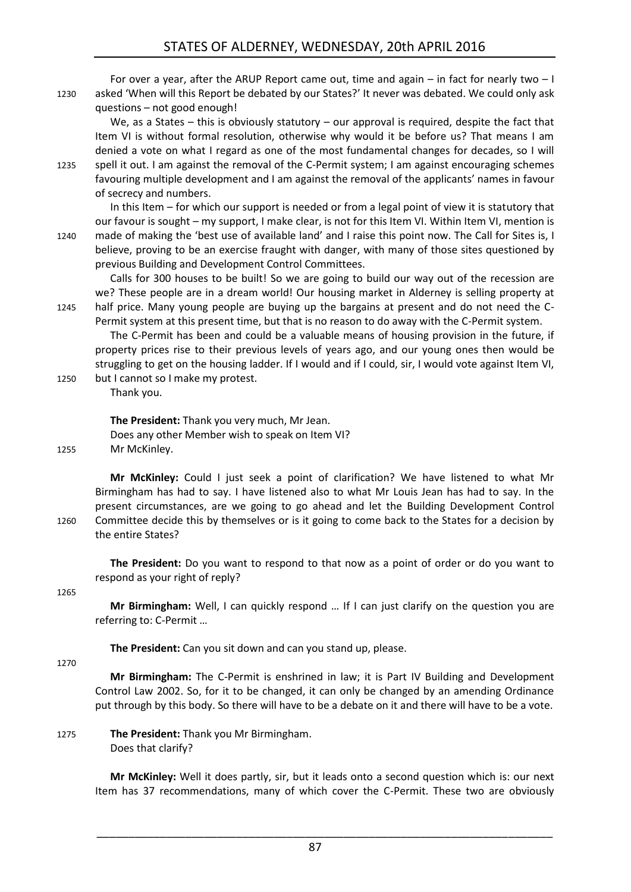For over a year, after the ARUP Report came out, time and again – in fact for nearly two – I asked 'When will this Report be debated by our States?' It never was debated. We could only ask questions – not good enough!

We, as a States – this is obviously statutory – our approval is required, despite the fact that Item VI is without formal resolution, otherwise why would it be before us? That means I am denied a vote on what I regard as one of the most fundamental changes for decades, so I will spell it out. I am against the removal of the C-Permit system; I am against encouraging schemes favouring multiple development and I am against the removal of the applicants' names in favour of secrecy and numbers.

In this Item – for which our support is needed or from a legal point of view it is statutory that our favour is sought – my support, I make clear, is not for this Item VI. Within Item VI, mention is made of making the 'best use of available land' and I raise this point now. The Call for Sites is, I believe, proving to be an exercise fraught with danger, with many of those sites questioned by previous Building and Development Control Committees.

Calls for 300 houses to be built! So we are going to build our way out of the recession are we? These people are in a dream world! Our housing market in Alderney is selling property at half price. Many young people are buying up the bargains at present and do not need the C-Permit system at this present time, but that is no reason to do away with the C-Permit system.

The C-Permit has been and could be a valuable means of housing provision in the future, if property prices rise to their previous levels of years ago, and our young ones then would be struggling to get on the housing ladder. If I would and if I could, sir, I would vote against Item VI, but I cannot so I make my protest.

Thank you.

**The President:** Thank you very much, Mr Jean.

Does any other Member wish to speak on Item VI?

Mr McKinley.

**Mr McKinley:** Could I just seek a point of clarification? We have listened to what Mr Birmingham has had to say. I have listened also to what Mr Louis Jean has had to say. In the present circumstances, are we going to go ahead and let the Building Development Control Committee decide this by themselves or is it going to come back to the States for a decision by the entire States?

**The President:** Do you want to respond to that now as a point of order or do you want to respond as your right of reply?

**Mr Birmingham:** Well, I can quickly respond … If I can just clarify on the question you are referring to: C-Permit …

**The President:** Can you sit down and can you stand up, please.

**Mr Birmingham:** The C-Permit is enshrined in law; it is Part IV Building and Development Control Law 2002. So, for it to be changed, it can only be changed by an amending Ordinance put through by this body. So there will have to be a debate on it and there will have to be a vote.

**The President:** Thank you Mr Birmingham.

Does that clarify?

**Mr McKinley:** Well it does partly, sir, but it leads onto a second question which is: our next Item has 37 recommendations, many of which cover the C-Permit. These two are obviously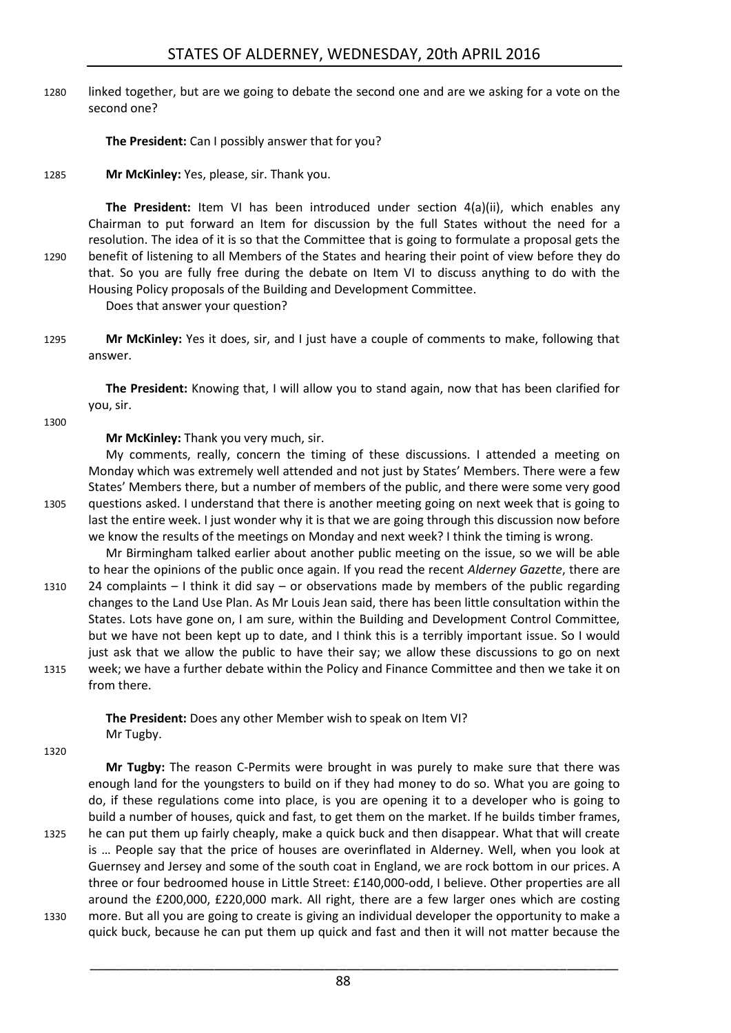linked together, but are we going to debate the second one and are we asking for a vote on the second one?

**The President:** Can I possibly answer that for you?

**Mr McKinley:** Yes, please, sir. Thank you.

**The President:** Item VI has been introduced under section 4(a)(ii), which enables any Chairman to put forward an Item for discussion by the full States without the need for a resolution. The idea of it is so that the Committee that is going to formulate a proposal gets the benefit of listening to all Members of the States and hearing their point of view before they do that. So you are fully free during the debate on Item VI to discuss anything to do with the Housing Policy proposals of the Building and Development Committee.

Does that answer your question?

**Mr McKinley:** Yes it does, sir, and I just have a couple of comments to make, following that answer.

**The President:** Knowing that, I will allow you to stand again, now that has been clarified for you, sir.

**Mr McKinley:** Thank you very much, sir.

My comments, really, concern the timing of these discussions. I attended a meeting on Monday which was extremely well attended and not just by States' Members. There were a few States' Members there, but a number of members of the public, and there were some very good questions asked. I understand that there is another meeting going on next week that is going to last the entire week. I just wonder why it is that we are going through this discussion now before we know the results of the meetings on Monday and next week? I think the timing is wrong.

Mr Birmingham talked earlier about another public meeting on the issue, so we will be able to hear the opinions of the public once again. If you read the recent *Alderney Gazette*, there are 24 complaints – I think it did say – or observations made by members of the public regarding changes to the Land Use Plan. As Mr Louis Jean said, there has been little consultation within the States. Lots have gone on, I am sure, within the Building and Development Control Committee, but we have not been kept up to date, and I think this is a terribly important issue. So I would just ask that we allow the public to have their say; we allow these discussions to go on next week; we have a further debate within the Policy and Finance Committee and then we take it on from there.

**The President:** Does any other Member wish to speak on Item VI?
Mr Tugby.

**Mr Tugby:** The reason C-Permits were brought in was purely to make sure that there was enough land for the youngsters to build on if they had money to do so. What you are going to do, if these regulations come into place, is you are opening it to a developer who is going to build a number of houses, quick and fast, to get them on the market. If he builds timber frames, he can put them up fairly cheaply, make a quick buck and then disappear. What that will create is … People say that the price of houses are overinflated in Alderney. Well, when you look at Guernsey and Jersey and some of the south coat in England, we are rock bottom in our prices. A three or four bedroomed house in Little Street: £140,000-odd, I believe. Other properties are all around the £200,000, £220,000 mark. All right, there are a few larger ones which are costing more. But all you are going to create is giving an individual developer the opportunity to make a quick buck, because he can put them up quick and fast and then it will not matter because the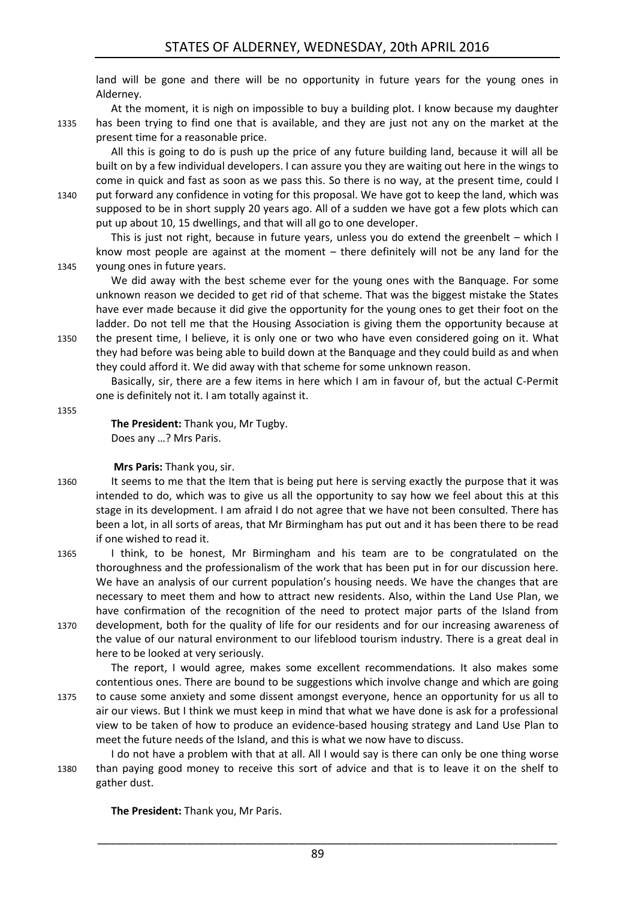land will be gone and there will be no opportunity in future years for the young ones in Alderney.

At the moment, it is nigh on impossible to buy a building plot. I know because my daughter has been trying to find one that is available, and they are just not any on the market at the present time for a reasonable price.

All this is going to do is push up the price of any future building land, because it will all be built on by a few individual developers. I can assure you they are waiting out here in the wings to come in quick and fast as soon as we pass this. So there is no way, at the present time, could I put forward any confidence in voting for this proposal. We have got to keep the land, which was supposed to be in short supply 20 years ago. All of a sudden we have got a few plots which can put up about 10, 15 dwellings, and that will all go to one developer.

This is just not right, because in future years, unless you do extend the greenbelt – which I know most people are against at the moment – there definitely will not be any land for the young ones in future years.

We did away with the best scheme ever for the young ones with the Banquage. For some unknown reason we decided to get rid of that scheme. That was the biggest mistake the States have ever made because it did give the opportunity for the young ones to get their foot on the ladder. Do not tell me that the Housing Association is giving them the opportunity because at the present time, I believe, it is only one or two who have even considered going on it. What they had before was being able to build down at the Banquage and they could build as and when they could afford it. We did away with that scheme for some unknown reason.

Basically, sir, there are a few items in here which I am in favour of, but the actual C-Permit one is definitely not it. I am totally against it.

**The President:** Thank you, Mr Tugby.
Does any …? Mrs Paris.

**Mrs Paris:** Thank you, sir.

It seems to me that the Item that is being put here is serving exactly the purpose that it was intended to do, which was to give us all the opportunity to say how we feel about this at this stage in its development. I am afraid I do not agree that we have not been consulted. There has been a lot, in all sorts of areas, that Mr Birmingham has put out and it has been there to be read if one wished to read it.

I think, to be honest, Mr Birmingham and his team are to be congratulated on the thoroughness and the professionalism of the work that has been put in for our discussion here. We have an analysis of our current population's housing needs. We have the changes that are necessary to meet them and how to attract new residents. Also, within the Land Use Plan, we have confirmation of the recognition of the need to protect major parts of the Island from development, both for the quality of life for our residents and for our increasing awareness of the value of our natural environment to our lifeblood tourism industry. There is a great deal in here to be looked at very seriously.

The report, I would agree, makes some excellent recommendations. It also makes some contentious ones. There are bound to be suggestions which involve change and which are going to cause some anxiety and some dissent amongst everyone, hence an opportunity for us all to air our views. But I think we must keep in mind that what we have done is ask for a professional view to be taken of how to produce an evidence-based housing strategy and Land Use Plan to meet the future needs of the Island, and this is what we now have to discuss.

I do not have a problem with that at all. All I would say is there can only be one thing worse than paying good money to receive this sort of advice and that is to leave it on the shelf to gather dust.

**The President:** Thank you, Mr Paris.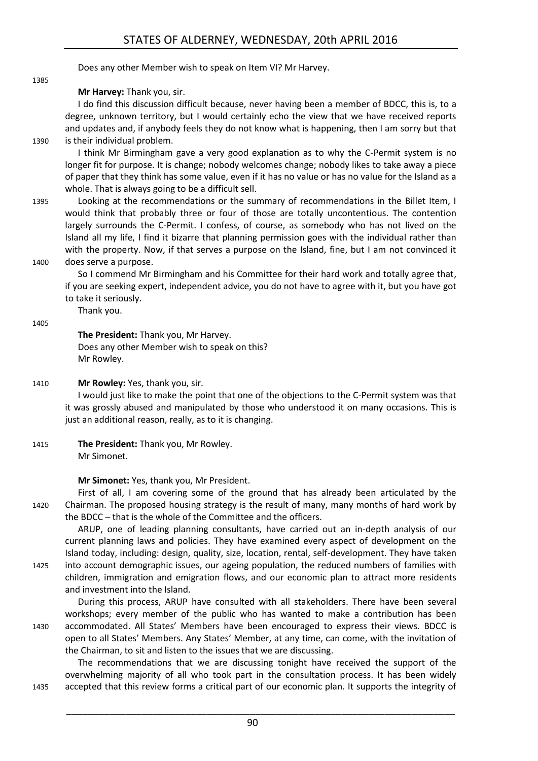Does any other Member wish to speak on Item VI? Mr Harvey.

**Mr Harvey:** Thank you, sir.

I do find this discussion difficult because, never having been a member of BDCC, this is, to a degree, unknown territory, but I would certainly echo the view that we have received reports and updates and, if anybody feels they do not know what is happening, then I am sorry but that is their individual problem.

I think Mr Birmingham gave a very good explanation as to why the C-Permit system is no longer fit for purpose. It is change; nobody welcomes change; nobody likes to take away a piece of paper that they think has some value, even if it has no value or has no value for the Island as a whole. That is always going to be a difficult sell.

Looking at the recommendations or the summary of recommendations in the Billet Item, I would think that probably three or four of those are totally uncontentious. The contention largely surrounds the C-Permit. I confess, of course, as somebody who has not lived on the Island all my life, I find it bizarre that planning permission goes with the individual rather than with the property. Now, if that serves a purpose on the Island, fine, but I am not convinced it does serve a purpose.

So I commend Mr Birmingham and his Committee for their hard work and totally agree that, if you are seeking expert, independent advice, you do not have to agree with it, but you have got to take it seriously.

Thank you.

**The President:** Thank you, Mr Harvey.

Does any other Member wish to speak on this?

Mr Rowley.

**Mr Rowley:** Yes, thank you, sir.

I would just like to make the point that one of the objections to the C-Permit system was that it was grossly abused and manipulated by those who understood it on many occasions. This is just an additional reason, really, as to it is changing.

**The President:** Thank you, Mr Rowley.

Mr Simonet.

**Mr Simonet:** Yes, thank you, Mr President.

First of all, I am covering some of the ground that has already been articulated by the Chairman. The proposed housing strategy is the result of many, many months of hard work by the BDCC – that is the whole of the Committee and the officers.

ARUP, one of leading planning consultants, have carried out an in-depth analysis of our current planning laws and policies. They have examined every aspect of development on the Island today, including: design, quality, size, location, rental, self-development. They have taken into account demographic issues, our ageing population, the reduced numbers of families with children, immigration and emigration flows, and our economic plan to attract more residents and investment into the Island.

During this process, ARUP have consulted with all stakeholders. There have been several workshops; every member of the public who has wanted to make a contribution has been accommodated. All States' Members have been encouraged to express their views. BDCC is open to all States' Members. Any States' Member, at any time, can come, with the invitation of the Chairman, to sit and listen to the issues that we are discussing.

The recommendations that we are discussing tonight have received the support of the overwhelming majority of all who took part in the consultation process. It has been widely accepted that this review forms a critical part of our economic plan. It supports the integrity of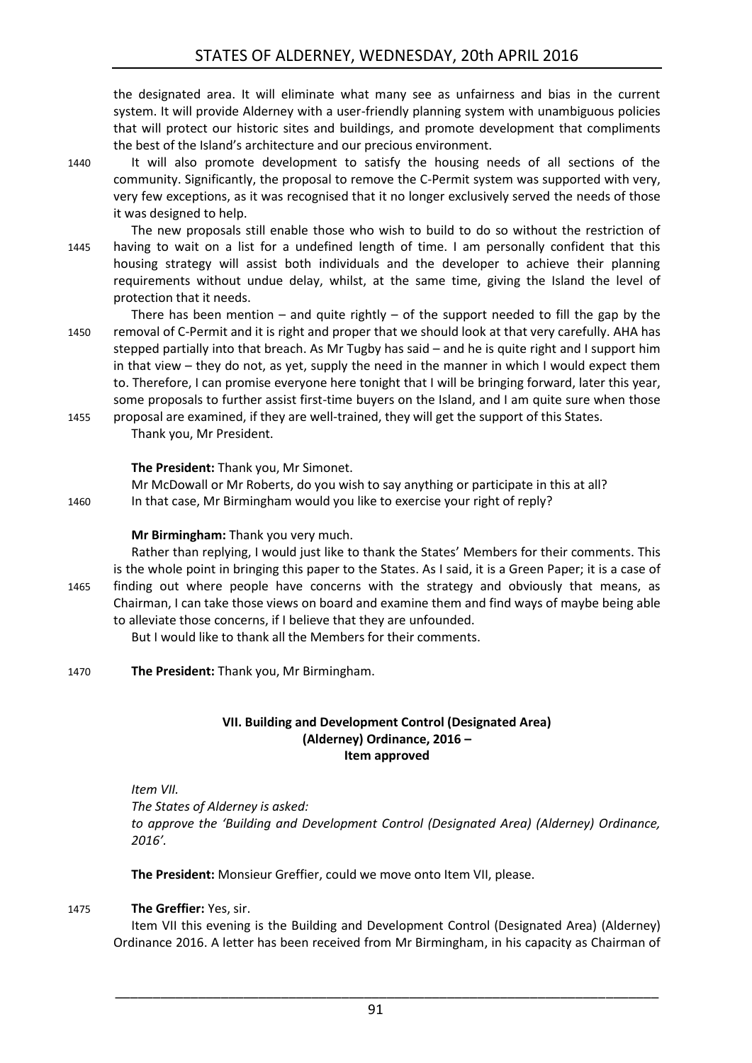the designated area. It will eliminate what many see as unfairness and bias in the current system. It will provide Alderney with a user-friendly planning system with unambiguous policies that will protect our historic sites and buildings, and promote development that compliments the best of the Island's architecture and our precious environment.

1440 It will also promote development to satisfy the housing needs of all sections of the community. Significantly, the proposal to remove the C-Permit system was supported with very, very few exceptions, as it was recognised that it no longer exclusively served the needs of those it was designed to help.

The new proposals still enable those who wish to build to do so without the restriction of 1445 having to wait on a list for a undefined length of time. I am personally confident that this housing strategy will assist both individuals and the developer to achieve their planning requirements without undue delay, whilst, at the same time, giving the Island the level of protection that it needs.

There has been mention – and quite rightly – of the support needed to fill the gap by the 1450 removal of C-Permit and it is right and proper that we should look at that very carefully. AHA has stepped partially into that breach. As Mr Tugby has said – and he is quite right and I support him in that view – they do not, as yet, supply the need in the manner in which I would expect them to. Therefore, I can promise everyone here tonight that I will be bringing forward, later this year, some proposals to further assist first-time buyers on the Island, and I am quite sure when those 1455 proposal are examined, if they are well-trained, they will get the support of this States.

Thank you, Mr President.

**The President:** Thank you, Mr Simonet.

Mr McDowall or Mr Roberts, do you wish to say anything or participate in this at all?

1460 In that case, Mr Birmingham would you like to exercise your right of reply?

**Mr Birmingham:** Thank you very much.

Rather than replying, I would just like to thank the States' Members for their comments. This is the whole point in bringing this paper to the States. As I said, it is a Green Paper; it is a case of 1465 finding out where people have concerns with the strategy and obviously that means, as Chairman, I can take those views on board and examine them and find ways of maybe being able to alleviate those concerns, if I believe that they are unfounded.

But I would like to thank all the Members for their comments.

1470 **The President:** Thank you, Mr Birmingham.

## VII. Building and Development Control (Designated Area) (Alderney) Ordinance, 2016 – Item approved

*Item VII.*

*The States of Alderney is asked:*

*to approve the 'Building and Development Control (Designated Area) (Alderney) Ordinance, 2016'.*

**The President:** Monsieur Greffier, could we move onto Item VII, please.

1475 **The Greffier:** Yes, sir.

Item VII this evening is the Building and Development Control (Designated Area) (Alderney) Ordinance 2016. A letter has been received from Mr Birmingham, in his capacity as Chairman of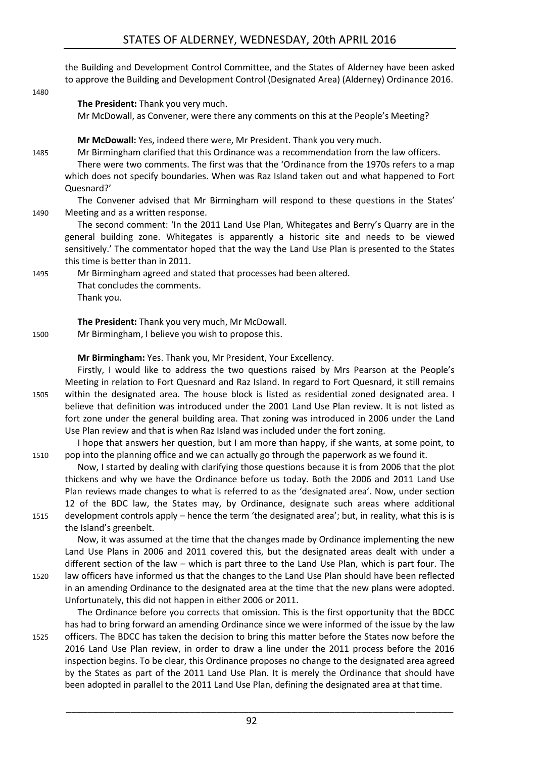the Building and Development Control Committee, and the States of Alderney have been asked to approve the Building and Development Control (Designated Area) (Alderney) Ordinance 2016.

**The President:** Thank you very much.

Mr McDowall, as Convener, were there any comments on this at the People's Meeting?

**Mr McDowall:** Yes, indeed there were, Mr President. Thank you very much.

Mr Birmingham clarified that this Ordinance was a recommendation from the law officers.

There were two comments. The first was that the 'Ordinance from the 1970s refers to a map which does not specify boundaries. When was Raz Island taken out and what happened to Fort Quesnard?'

The Convener advised that Mr Birmingham will respond to these questions in the States' Meeting and as a written response.

The second comment: 'In the 2011 Land Use Plan, Whitegates and Berry's Quarry are in the general building zone. Whitegates is apparently a historic site and needs to be viewed sensitively.' The commentator hoped that the way the Land Use Plan is presented to the States this time is better than in 2011.

Mr Birmingham agreed and stated that processes had been altered.

That concludes the comments.

Thank you.

**The President:** Thank you very much, Mr McDowall.

Mr Birmingham, I believe you wish to propose this.

**Mr Birmingham:** Yes. Thank you, Mr President, Your Excellency.

Firstly, I would like to address the two questions raised by Mrs Pearson at the People's Meeting in relation to Fort Quesnard and Raz Island. In regard to Fort Quesnard, it still remains within the designated area. The house block is listed as residential zoned designated area. I believe that definition was introduced under the 2001 Land Use Plan review. It is not listed as fort zone under the general building area. That zoning was introduced in 2006 under the Land Use Plan review and that is when Raz Island was included under the fort zoning.

I hope that answers her question, but I am more than happy, if she wants, at some point, to pop into the planning office and we can actually go through the paperwork as we found it.

Now, I started by dealing with clarifying those questions because it is from 2006 that the plot thickens and why we have the Ordinance before us today. Both the 2006 and 2011 Land Use Plan reviews made changes to what is referred to as the 'designated area'. Now, under section 12 of the BDC law, the States may, by Ordinance, designate such areas where additional development controls apply – hence the term 'the designated area'; but, in reality, what this is is the Island's greenbelt.

Now, it was assumed at the time that the changes made by Ordinance implementing the new Land Use Plans in 2006 and 2011 covered this, but the designated areas dealt with under a different section of the law – which is part three to the Land Use Plan, which is part four. The law officers have informed us that the changes to the Land Use Plan should have been reflected in an amending Ordinance to the designated area at the time that the new plans were adopted. Unfortunately, this did not happen in either 2006 or 2011.

The Ordinance before you corrects that omission. This is the first opportunity that the BDCC has had to bring forward an amending Ordinance since we were informed of the issue by the law officers. The BDCC has taken the decision to bring this matter before the States now before the 2016 Land Use Plan review, in order to draw a line under the 2011 process before the 2016 inspection begins. To be clear, this Ordinance proposes no change to the designated area agreed by the States as part of the 2011 Land Use Plan. It is merely the Ordinance that should have been adopted in parallel to the 2011 Land Use Plan, defining the designated area at that time.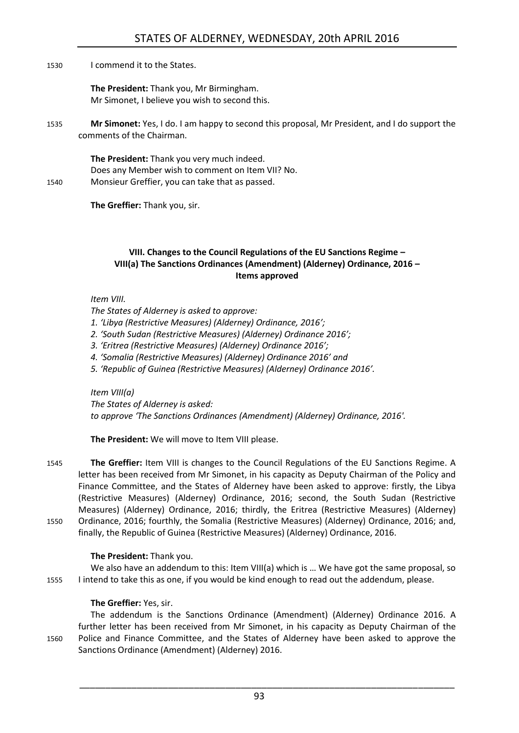1530 I commend it to the States.

**The President:** Thank you, Mr Birmingham.
Mr Simonet, I believe you wish to second this.

1535 **Mr Simonet:** Yes, I do. I am happy to second this proposal, Mr President, and I do support the comments of the Chairman.

**The President:** Thank you very much indeed.
Does any Member wish to comment on Item VII? No.
1540 Monsieur Greffier, you can take that as passed.

**The Greffier:** Thank you, sir.

### VIII. Changes to the Council Regulations of the EU Sanctions Regime – VIII(a) The Sanctions Ordinances (Amendment) (Alderney) Ordinance, 2016 – Items approved

*Item VIII.*
*The States of Alderney is asked to approve:*
*1. 'Libya (Restrictive Measures) (Alderney) Ordinance, 2016';*
*2. 'South Sudan (Restrictive Measures) (Alderney) Ordinance 2016';*
*3. 'Eritrea (Restrictive Measures) (Alderney) Ordinance 2016';*
*4. 'Somalia (Restrictive Measures) (Alderney) Ordinance 2016' and*
*5. 'Republic of Guinea (Restrictive Measures) (Alderney) Ordinance 2016'.*

*Item VIII(a)*
*The States of Alderney is asked:*
*to approve 'The Sanctions Ordinances (Amendment) (Alderney) Ordinance, 2016'.*

**The President:** We will move to Item VIII please.

1545 **The Greffier:** Item VIII is changes to the Council Regulations of the EU Sanctions Regime. A letter has been received from Mr Simonet, in his capacity as Deputy Chairman of the Policy and Finance Committee, and the States of Alderney have been asked to approve: firstly, the Libya (Restrictive Measures) (Alderney) Ordinance, 2016; second, the South Sudan (Restrictive Measures) (Alderney) Ordinance, 2016; thirdly, the Eritrea (Restrictive Measures) (Alderney)
1550 Ordinance, 2016; fourthly, the Somalia (Restrictive Measures) (Alderney) Ordinance, 2016; and, finally, the Republic of Guinea (Restrictive Measures) (Alderney) Ordinance, 2016.

**The President:** Thank you.
We also have an addendum to this: Item VIII(a) which is … We have got the same proposal, so
1555 I intend to take this as one, if you would be kind enough to read out the addendum, please.

**The Greffier:** Yes, sir.
The addendum is the Sanctions Ordinance (Amendment) (Alderney) Ordinance 2016. A further letter has been received from Mr Simonet, in his capacity as Deputy Chairman of the
1560 Police and Finance Committee, and the States of Alderney have been asked to approve the Sanctions Ordinance (Amendment) (Alderney) 2016.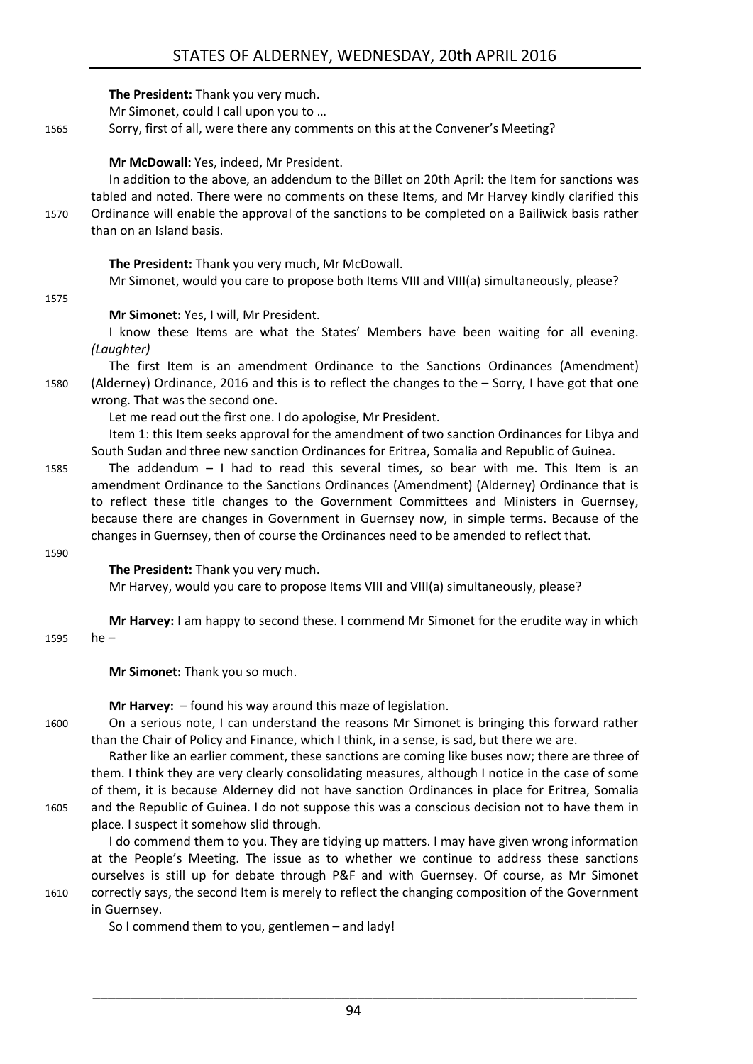**The President:** Thank you very much.

Mr Simonet, could I call upon you to …

Sorry, first of all, were there any comments on this at the Convener's Meeting?

**Mr McDowall:** Yes, indeed, Mr President.

In addition to the above, an addendum to the Billet on 20th April: the Item for sanctions was tabled and noted. There were no comments on these Items, and Mr Harvey kindly clarified this Ordinance will enable the approval of the sanctions to be completed on a Bailiwick basis rather than on an Island basis.

**The President:** Thank you very much, Mr McDowall.

Mr Simonet, would you care to propose both Items VIII and VIII(a) simultaneously, please?

**Mr Simonet:** Yes, I will, Mr President.

I know these Items are what the States' Members have been waiting for all evening. *(Laughter)*

The first Item is an amendment Ordinance to the Sanctions Ordinances (Amendment) (Alderney) Ordinance, 2016 and this is to reflect the changes to the – Sorry, I have got that one wrong. That was the second one.

Let me read out the first one. I do apologise, Mr President.

Item 1: this Item seeks approval for the amendment of two sanction Ordinances for Libya and South Sudan and three new sanction Ordinances for Eritrea, Somalia and Republic of Guinea.

The addendum – I had to read this several times, so bear with me. This Item is an amendment Ordinance to the Sanctions Ordinances (Amendment) (Alderney) Ordinance that is to reflect these title changes to the Government Committees and Ministers in Guernsey, because there are changes in Government in Guernsey now, in simple terms. Because of the changes in Guernsey, then of course the Ordinances need to be amended to reflect that.

**The President:** Thank you very much.

Mr Harvey, would you care to propose Items VIII and VIII(a) simultaneously, please?

**Mr Harvey:** I am happy to second these. I commend Mr Simonet for the erudite way in which he –

**Mr Simonet:** Thank you so much.

**Mr Harvey:** – found his way around this maze of legislation.

On a serious note, I can understand the reasons Mr Simonet is bringing this forward rather than the Chair of Policy and Finance, which I think, in a sense, is sad, but there we are.

Rather like an earlier comment, these sanctions are coming like buses now; there are three of them. I think they are very clearly consolidating measures, although I notice in the case of some of them, it is because Alderney did not have sanction Ordinances in place for Eritrea, Somalia and the Republic of Guinea. I do not suppose this was a conscious decision not to have them in place. I suspect it somehow slid through.

I do commend them to you. They are tidying up matters. I may have given wrong information at the People's Meeting. The issue as to whether we continue to address these sanctions ourselves is still up for debate through P&F and with Guernsey. Of course, as Mr Simonet correctly says, the second Item is merely to reflect the changing composition of the Government in Guernsey.

So I commend them to you, gentlemen – and lady!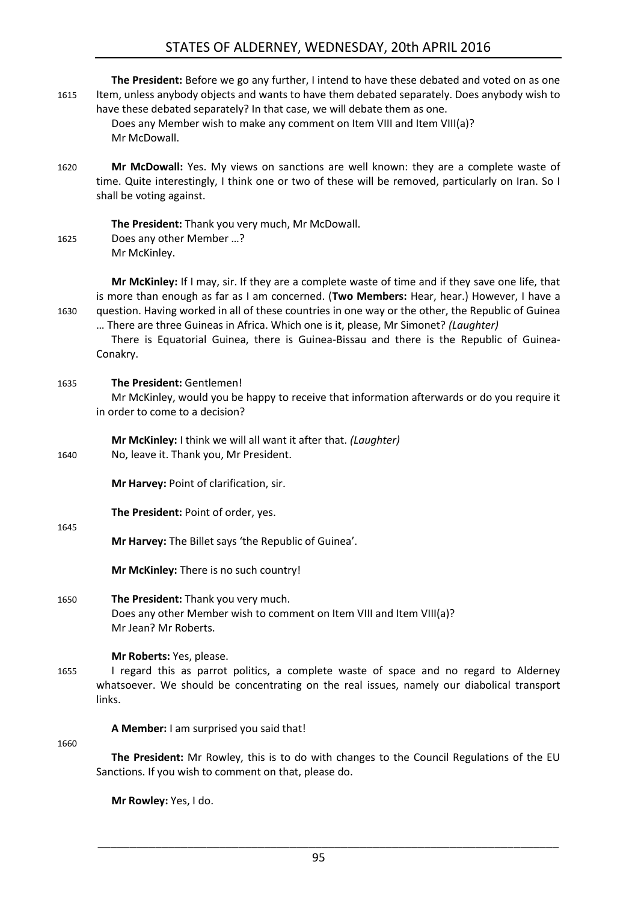**The President:** Before we go any further, I intend to have these debated and voted on as one Item, unless anybody objects and wants to have them debated separately. Does anybody wish to have these debated separately? In that case, we will debate them as one.

Does any Member wish to make any comment on Item VIII and Item VIII(a)?

Mr McDowall.

**Mr McDowall:** Yes. My views on sanctions are well known: they are a complete waste of time. Quite interestingly, I think one or two of these will be removed, particularly on Iran. So I shall be voting against.

**The President:** Thank you very much, Mr McDowall.

Does any other Member …?

Mr McKinley.

**Mr McKinley:** If I may, sir. If they are a complete waste of time and if they save one life, that is more than enough as far as I am concerned. (**Two Members:** Hear, hear.) However, I have a question. Having worked in all of these countries in one way or the other, the Republic of Guinea … There are three Guineas in Africa. Which one is it, please, Mr Simonet? *(Laughter)*

There is Equatorial Guinea, there is Guinea-Bissau and there is the Republic of Guinea-Conakry.

**The President:** Gentlemen!

Mr McKinley, would you be happy to receive that information afterwards or do you require it in order to come to a decision?

**Mr McKinley:** I think we will all want it after that. *(Laughter)*

No, leave it. Thank you, Mr President.

**Mr Harvey:** Point of clarification, sir.

**The President:** Point of order, yes.

**Mr Harvey:** The Billet says 'the Republic of Guinea'.

**Mr McKinley:** There is no such country!

**The President:** Thank you very much.

Does any other Member wish to comment on Item VIII and Item VIII(a)?

Mr Jean? Mr Roberts.

**Mr Roberts:** Yes, please.

I regard this as parrot politics, a complete waste of space and no regard to Alderney whatsoever. We should be concentrating on the real issues, namely our diabolical transport links.

**A Member:** I am surprised you said that!

**The President:** Mr Rowley, this is to do with changes to the Council Regulations of the EU Sanctions. If you wish to comment on that, please do.

**Mr Rowley:** Yes, I do.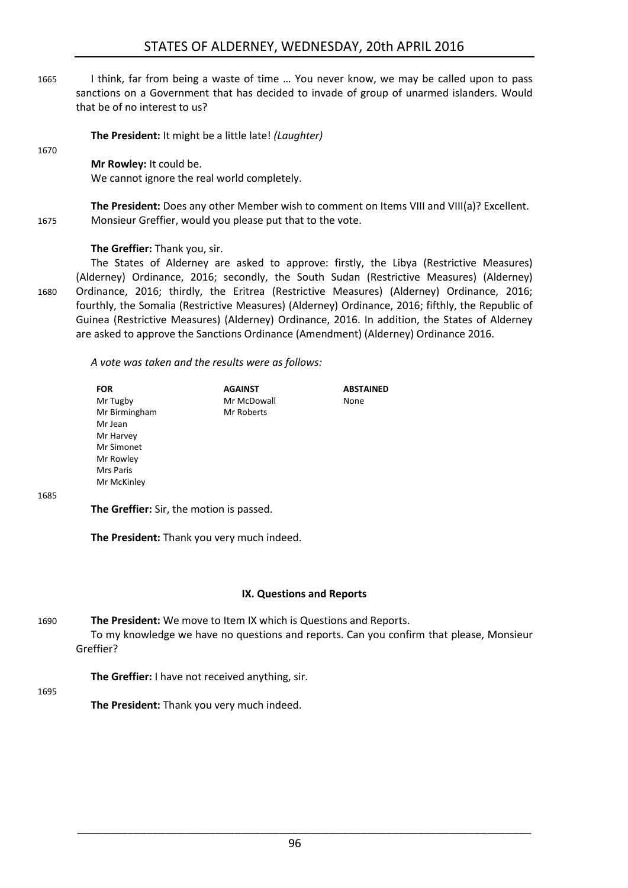I think, far from being a waste of time … You never know, we may be called upon to pass sanctions on a Government that has decided to invade of group of unarmed islanders. Would that be of no interest to us?

**The President:** It might be a little late! *(Laughter)*

**Mr Rowley:** It could be.
We cannot ignore the real world completely.

**The President:** Does any other Member wish to comment on Items VIII and VIII(a)? Excellent. Monsieur Greffier, would you please put that to the vote.

**The Greffier:** Thank you, sir.
The States of Alderney are asked to approve: firstly, the Libya (Restrictive Measures) (Alderney) Ordinance, 2016; secondly, the South Sudan (Restrictive Measures) (Alderney) Ordinance, 2016; thirdly, the Eritrea (Restrictive Measures) (Alderney) Ordinance, 2016; fourthly, the Somalia (Restrictive Measures) (Alderney) Ordinance, 2016; fifthly, the Republic of Guinea (Restrictive Measures) (Alderney) Ordinance, 2016. In addition, the States of Alderney are asked to approve the Sanctions Ordinance (Amendment) (Alderney) Ordinance 2016.

*A vote was taken and the results were as follows:*

| FOR | AGAINST | ABSTAINED |
|---|---|---|
| Mr Tugby | Mr McDowall | None |
| Mr Birmingham | Mr Roberts | |
| Mr Jean | | |
| Mr Harvey | | |
| Mr Simonet | | |
| Mr Rowley | | |
| Mrs Paris | | |
| Mr McKinley | | |

**The Greffier:** Sir, the motion is passed.

**The President:** Thank you very much indeed.

## IX. Questions and Reports

**The President:** We move to Item IX which is Questions and Reports.
To my knowledge we have no questions and reports. Can you confirm that please, Monsieur Greffier?

**The Greffier:** I have not received anything, sir.

**The President:** Thank you very much indeed.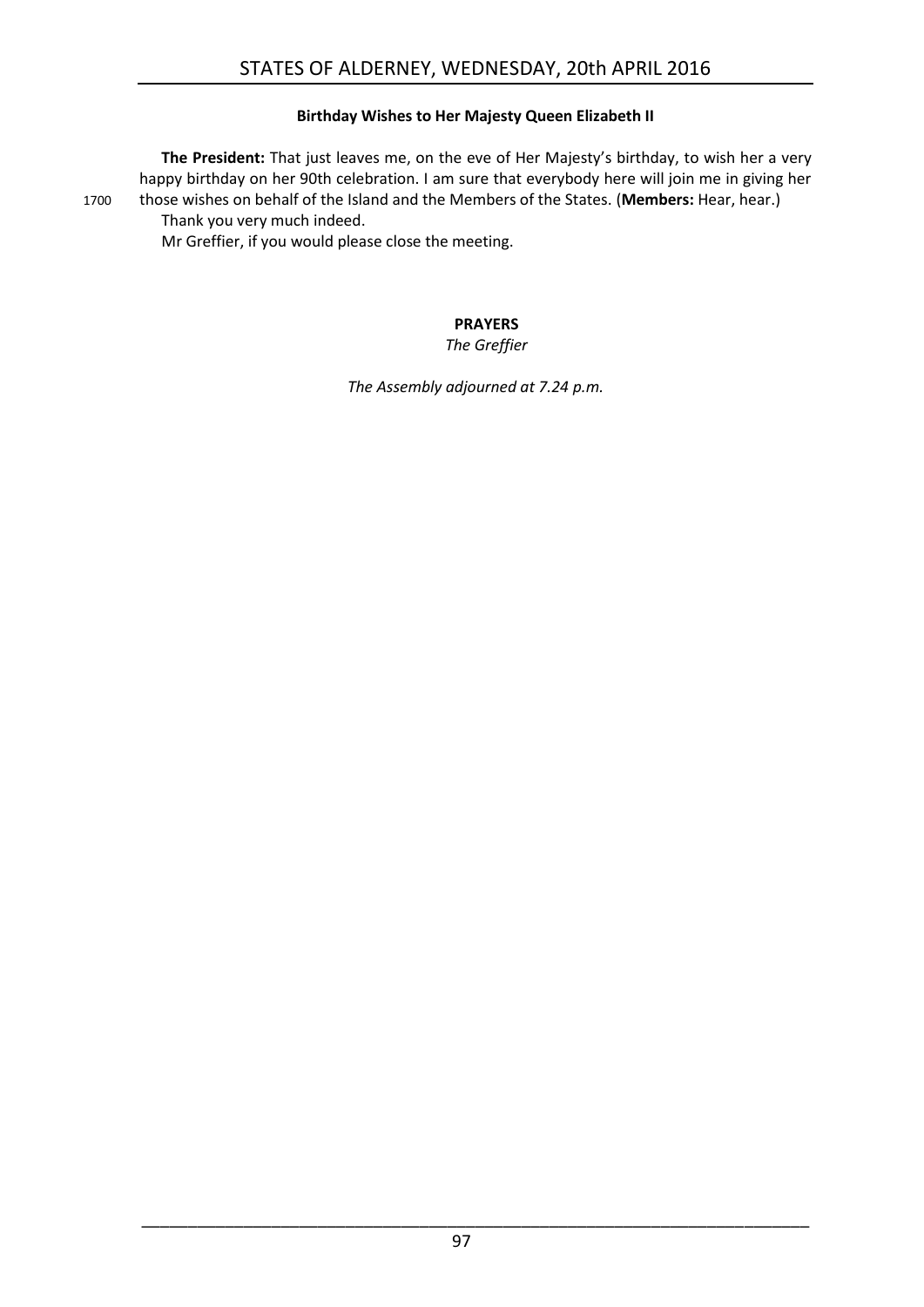**Birthday Wishes to Her Majesty Queen Elizabeth II**

**The President:** That just leaves me, on the eve of Her Majesty's birthday, to wish her a very happy birthday on her 90th celebration. I am sure that everybody here will join me in giving her those wishes on behalf of the Island and the Members of the States. (**Members:** Hear, hear.)

Thank you very much indeed.

Mr Greffier, if you would please close the meeting.

**PRAYERS**

*The Greffier*

*The Assembly adjourned at 7.24 p.m.*